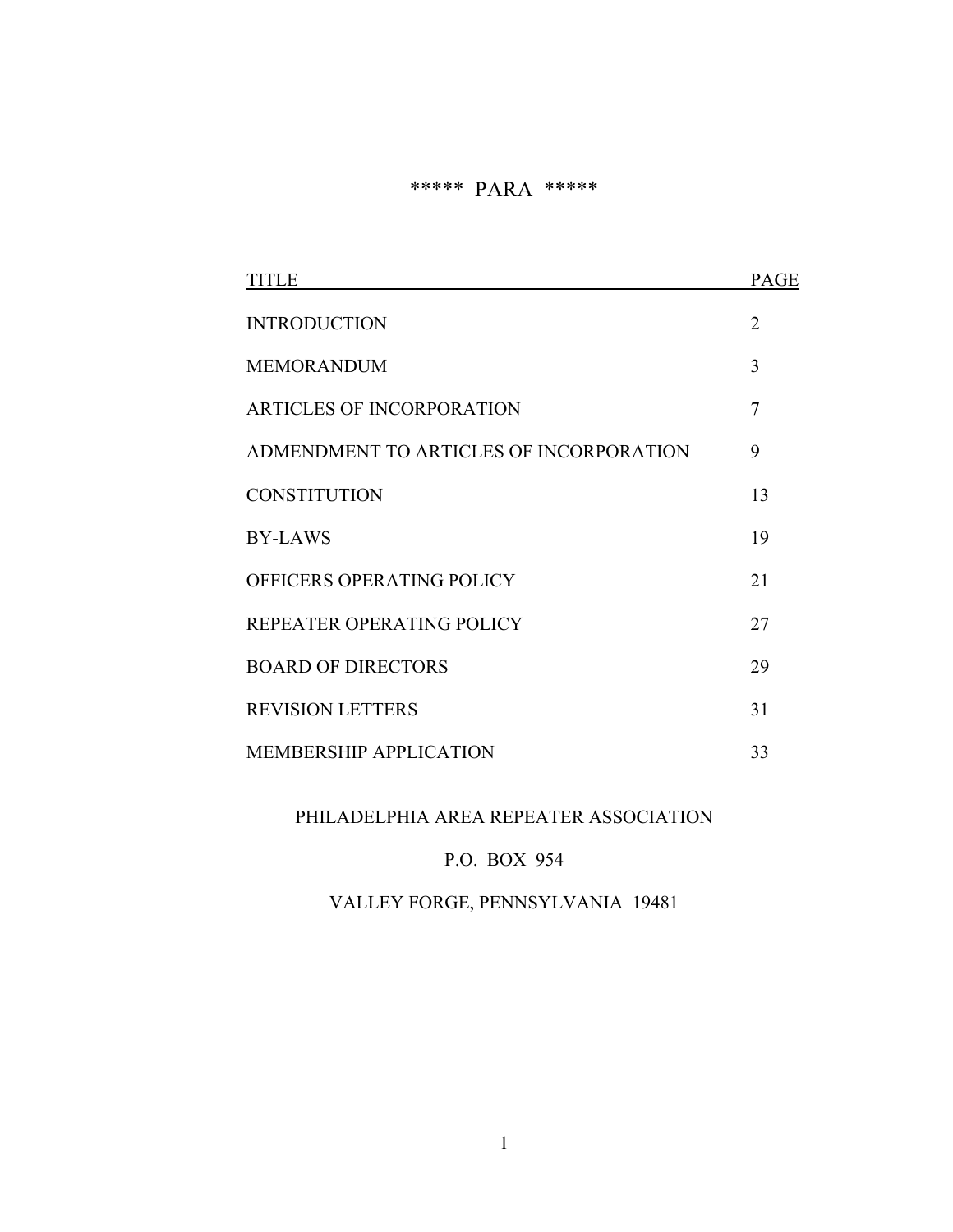# ***** PARA *****

| TITLE | PAGE |
| --- | --- |
| INTRODUCTION | 2 |
| MEMORANDUM | 3 |
| ARTICLES OF INCORPORATION | 7 |
| ADMENDMENT TO ARTICLES OF INCORPORATION | 9 |
| CONSTITUTION | 13 |
| BY-LAWS | 19 |
| OFFICERS OPERATING POLICY | 21 |
| REPEATER OPERATING POLICY | 27 |
| BOARD OF DIRECTORS | 29 |
| REVISION LETTERS | 31 |
| MEMBERSHIP APPLICATION | 33 |

PHILADELPHIA AREA REPEATER ASSOCIATION

P.O. BOX 954

VALLEY FORGE, PENNSYLVANIA 19481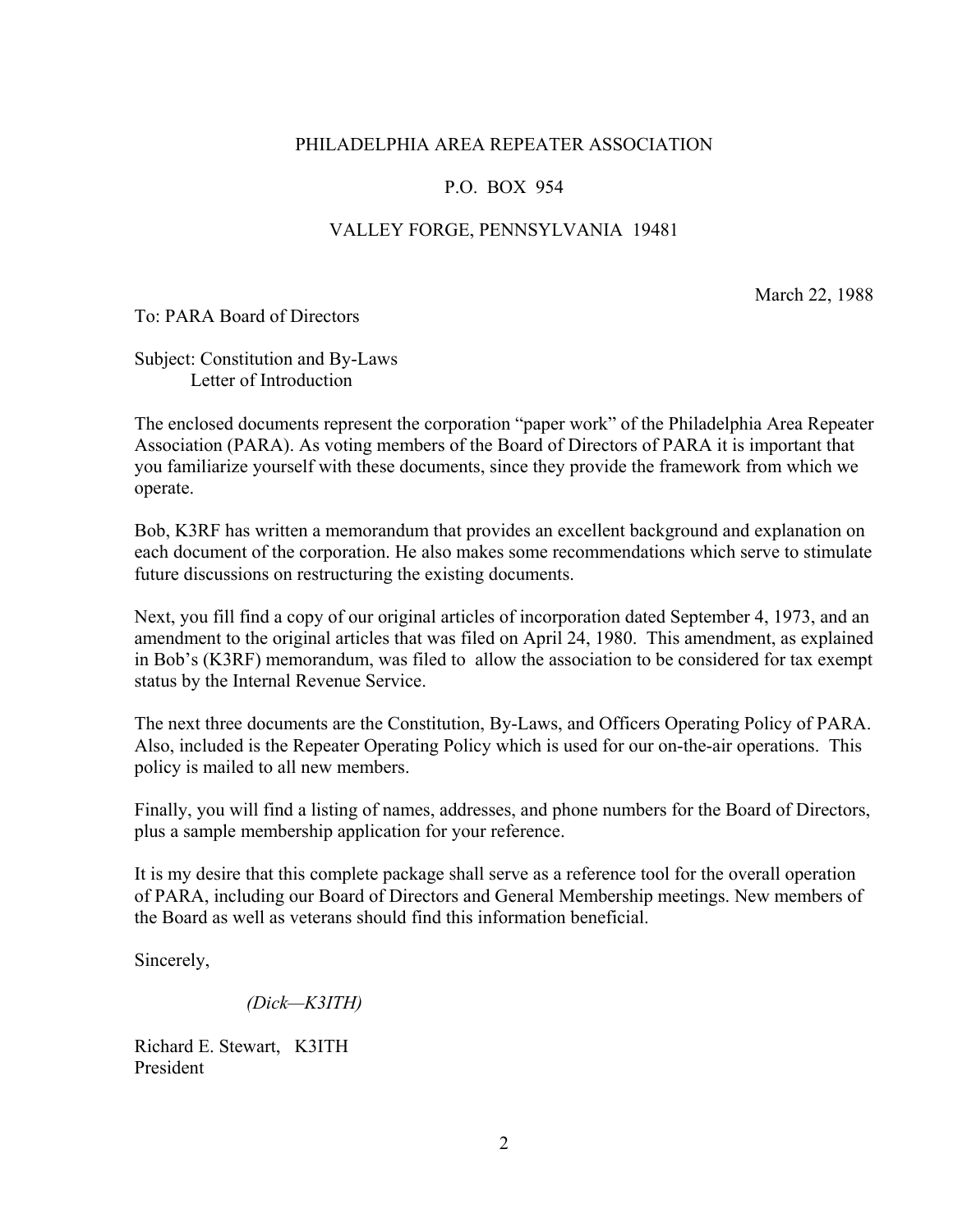PHILADELPHIA AREA REPEATER ASSOCIATION

P.O. BOX 954

VALLEY FORGE, PENNSYLVANIA 19481

March 22, 1988

To: PARA Board of Directors

Subject: Constitution and By-Laws
Letter of Introduction

The enclosed documents represent the corporation "paper work" of the Philadelphia Area Repeater Association (PARA). As voting members of the Board of Directors of PARA it is important that you familiarize yourself with these documents, since they provide the framework from which we operate.

Bob, K3RF has written a memorandum that provides an excellent background and explanation on each document of the corporation. He also makes some recommendations which serve to stimulate future discussions on restructuring the existing documents.

Next, you fill find a copy of our original articles of incorporation dated September 4, 1973, and an amendment to the original articles that was filed on April 24, 1980. This amendment, as explained in Bob's (K3RF) memorandum, was filed to allow the association to be considered for tax exempt status by the Internal Revenue Service.

The next three documents are the Constitution, By-Laws, and Officers Operating Policy of PARA. Also, included is the Repeater Operating Policy which is used for our on-the-air operations. This policy is mailed to all new members.

Finally, you will find a listing of names, addresses, and phone numbers for the Board of Directors, plus a sample membership application for your reference.

It is my desire that this complete package shall serve as a reference tool for the overall operation of PARA, including our Board of Directors and General Membership meetings. New members of the Board as well as veterans should find this information beneficial.

Sincerely,

*(Dick—K3ITH)*

Richard E. Stewart, K3ITH
President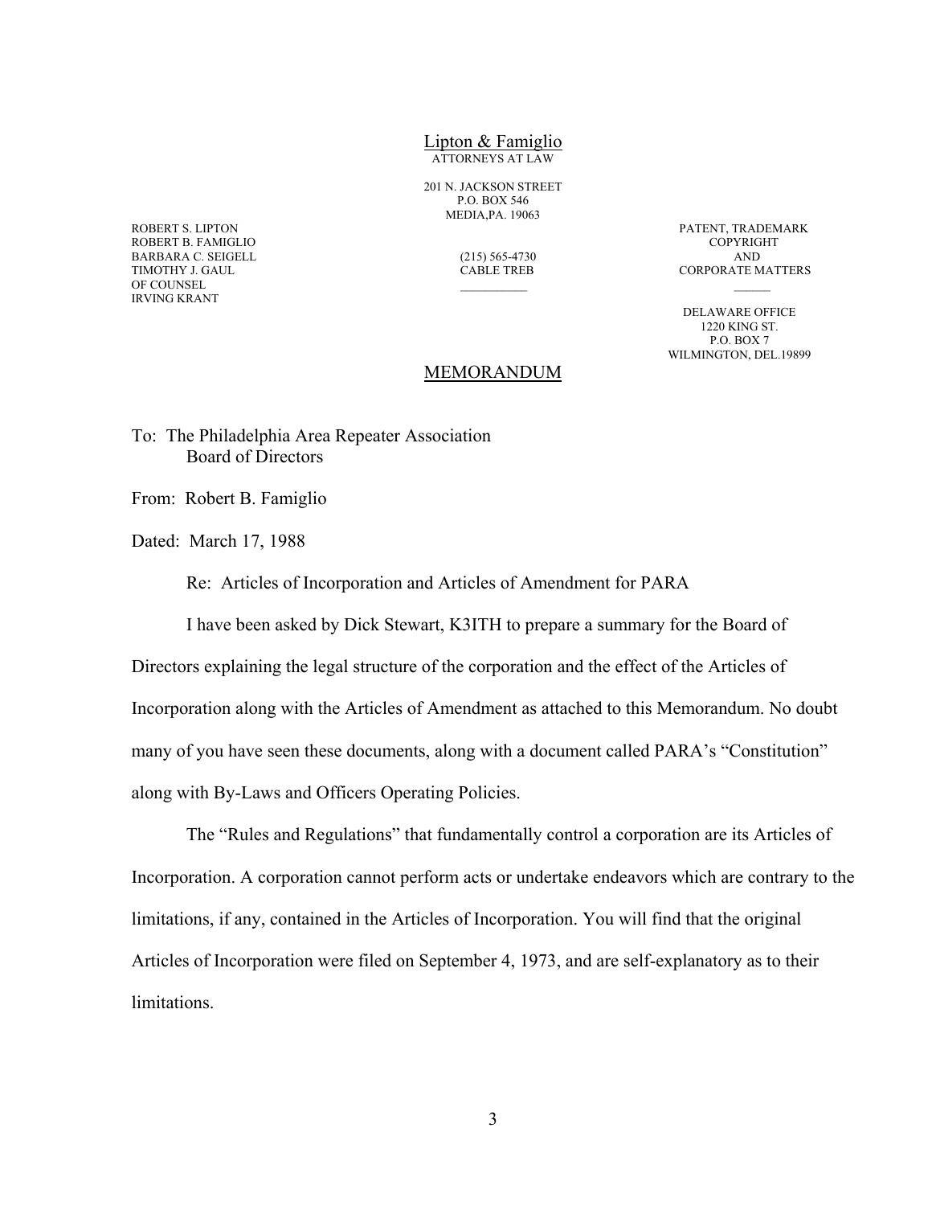Lipton & Famiglio
ATTORNEYS AT LAW

201 N. JACKSON STREET
P.O. BOX 546
MEDIA,PA. 19063

(215) 565-4730
CABLE TREB

ROBERT S. LIPTON
ROBERT B. FAMIGLIO
BARBARA C. SEIGELL
TIMOTHY J. GAUL
OF COUNSEL
IRVING KRANT

PATENT, TRADEMARK
COPYRIGHT
AND
CORPORATE MATTERS

DELAWARE OFFICE
1220 KING ST.
P.O. BOX 7
WILMINGTON, DEL.19899

## MEMORANDUM

To: The Philadelphia Area Repeater Association
Board of Directors

From: Robert B. Famiglio

Dated: March 17, 1988

Re: Articles of Incorporation and Articles of Amendment for PARA

I have been asked by Dick Stewart, K3ITH to prepare a summary for the Board of Directors explaining the legal structure of the corporation and the effect of the Articles of Incorporation along with the Articles of Amendment as attached to this Memorandum. No doubt many of you have seen these documents, along with a document called PARA's "Constitution" along with By-Laws and Officers Operating Policies.

The "Rules and Regulations" that fundamentally control a corporation are its Articles of Incorporation. A corporation cannot perform acts or undertake endeavors which are contrary to the limitations, if any, contained in the Articles of Incorporation. You will find that the original Articles of Incorporation were filed on September 4, 1973, and are self-explanatory as to their limitations.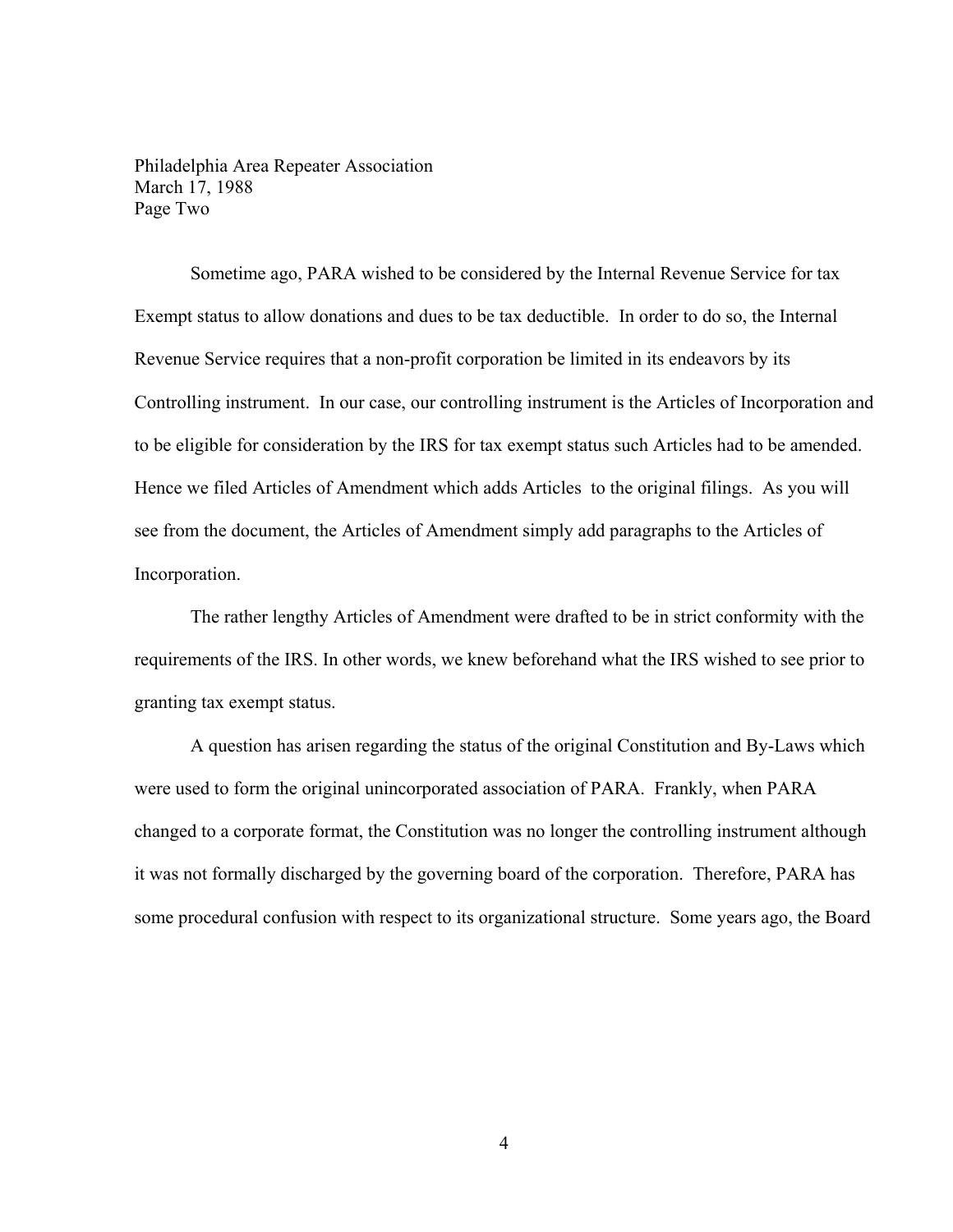Philadelphia Area Repeater Association
March 17, 1988
Page Two

Sometime ago, PARA wished to be considered by the Internal Revenue Service for tax Exempt status to allow donations and dues to be tax deductible. In order to do so, the Internal Revenue Service requires that a non-profit corporation be limited in its endeavors by its Controlling instrument. In our case, our controlling instrument is the Articles of Incorporation and to be eligible for consideration by the IRS for tax exempt status such Articles had to be amended. Hence we filed Articles of Amendment which adds Articles to the original filings. As you will see from the document, the Articles of Amendment simply add paragraphs to the Articles of Incorporation.

The rather lengthy Articles of Amendment were drafted to be in strict conformity with the requirements of the IRS. In other words, we knew beforehand what the IRS wished to see prior to granting tax exempt status.

A question has arisen regarding the status of the original Constitution and By-Laws which were used to form the original unincorporated association of PARA. Frankly, when PARA changed to a corporate format, the Constitution was no longer the controlling instrument although it was not formally discharged by the governing board of the corporation. Therefore, PARA has some procedural confusion with respect to its organizational structure. Some years ago, the Board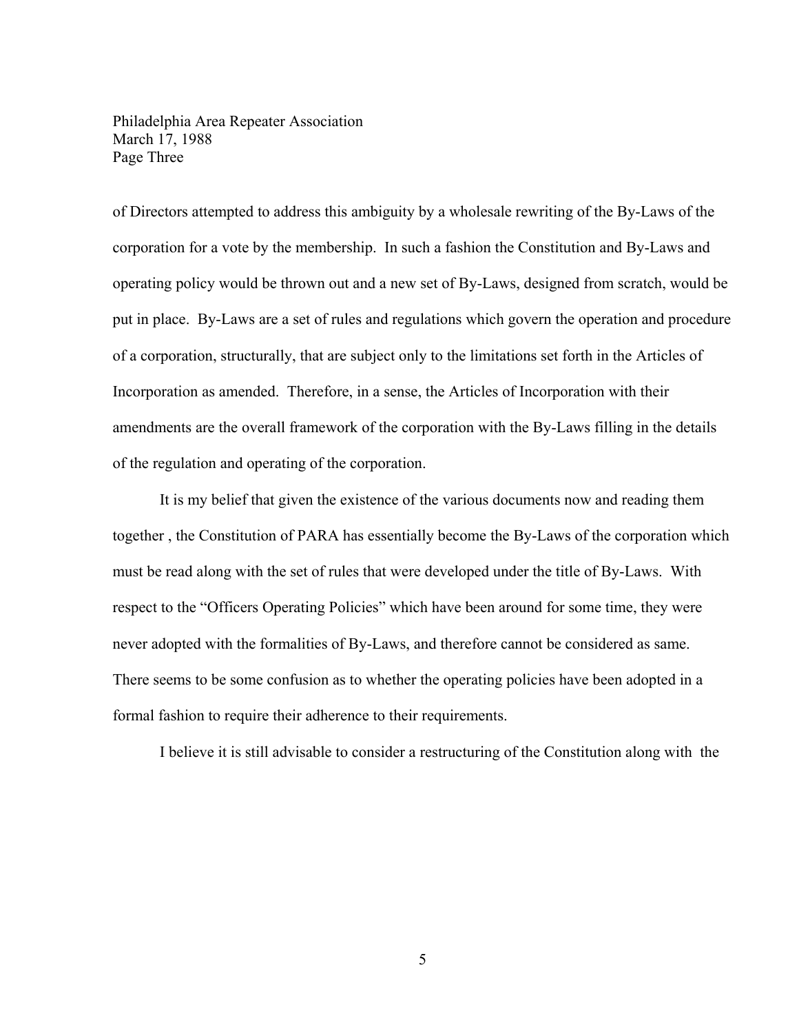of Directors attempted to address this ambiguity by a wholesale rewriting of the By-Laws of the corporation for a vote by the membership. In such a fashion the Constitution and By-Laws and operating policy would be thrown out and a new set of By-Laws, designed from scratch, would be put in place. By-Laws are a set of rules and regulations which govern the operation and procedure of a corporation, structurally, that are subject only to the limitations set forth in the Articles of Incorporation as amended. Therefore, in a sense, the Articles of Incorporation with their amendments are the overall framework of the corporation with the By-Laws filling in the details of the regulation and operating of the corporation.

It is my belief that given the existence of the various documents now and reading them together , the Constitution of PARA has essentially become the By-Laws of the corporation which must be read along with the set of rules that were developed under the title of By-Laws. With respect to the "Officers Operating Policies" which have been around for some time, they were never adopted with the formalities of By-Laws, and therefore cannot be considered as same. There seems to be some confusion as to whether the operating policies have been adopted in a formal fashion to require their adherence to their requirements.

I believe it is still advisable to consider a restructuring of the Constitution along with the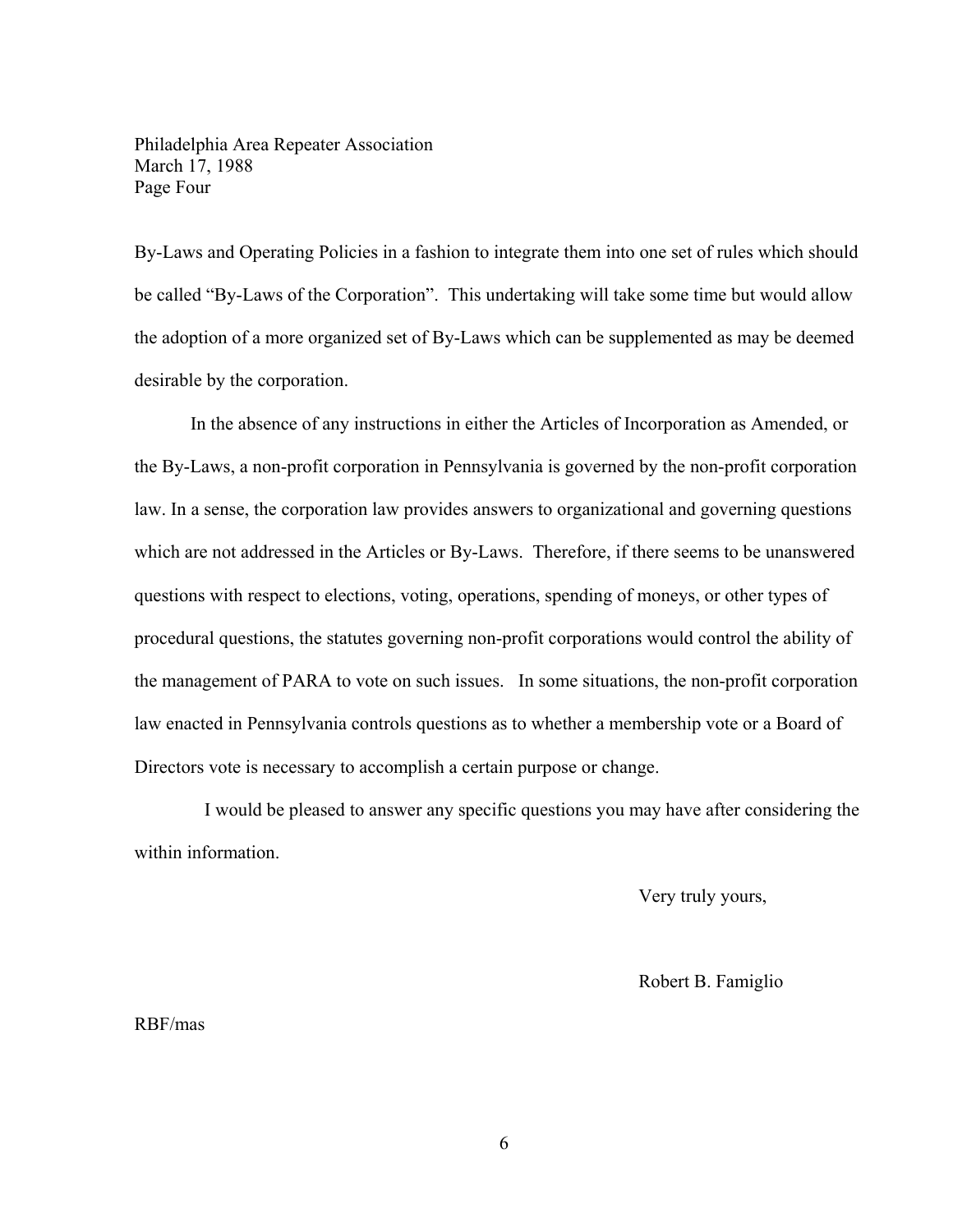By-Laws and Operating Policies in a fashion to integrate them into one set of rules which should be called "By-Laws of the Corporation". This undertaking will take some time but would allow the adoption of a more organized set of By-Laws which can be supplemented as may be deemed desirable by the corporation.

In the absence of any instructions in either the Articles of Incorporation as Amended, or the By-Laws, a non-profit corporation in Pennsylvania is governed by the non-profit corporation law. In a sense, the corporation law provides answers to organizational and governing questions which are not addressed in the Articles or By-Laws. Therefore, if there seems to be unanswered questions with respect to elections, voting, operations, spending of moneys, or other types of procedural questions, the statutes governing non-profit corporations would control the ability of the management of PARA to vote on such issues. In some situations, the non-profit corporation law enacted in Pennsylvania controls questions as to whether a membership vote or a Board of Directors vote is necessary to accomplish a certain purpose or change.

I would be pleased to answer any specific questions you may have after considering the within information.

Very truly yours,

Robert B. Famiglio

RBF/mas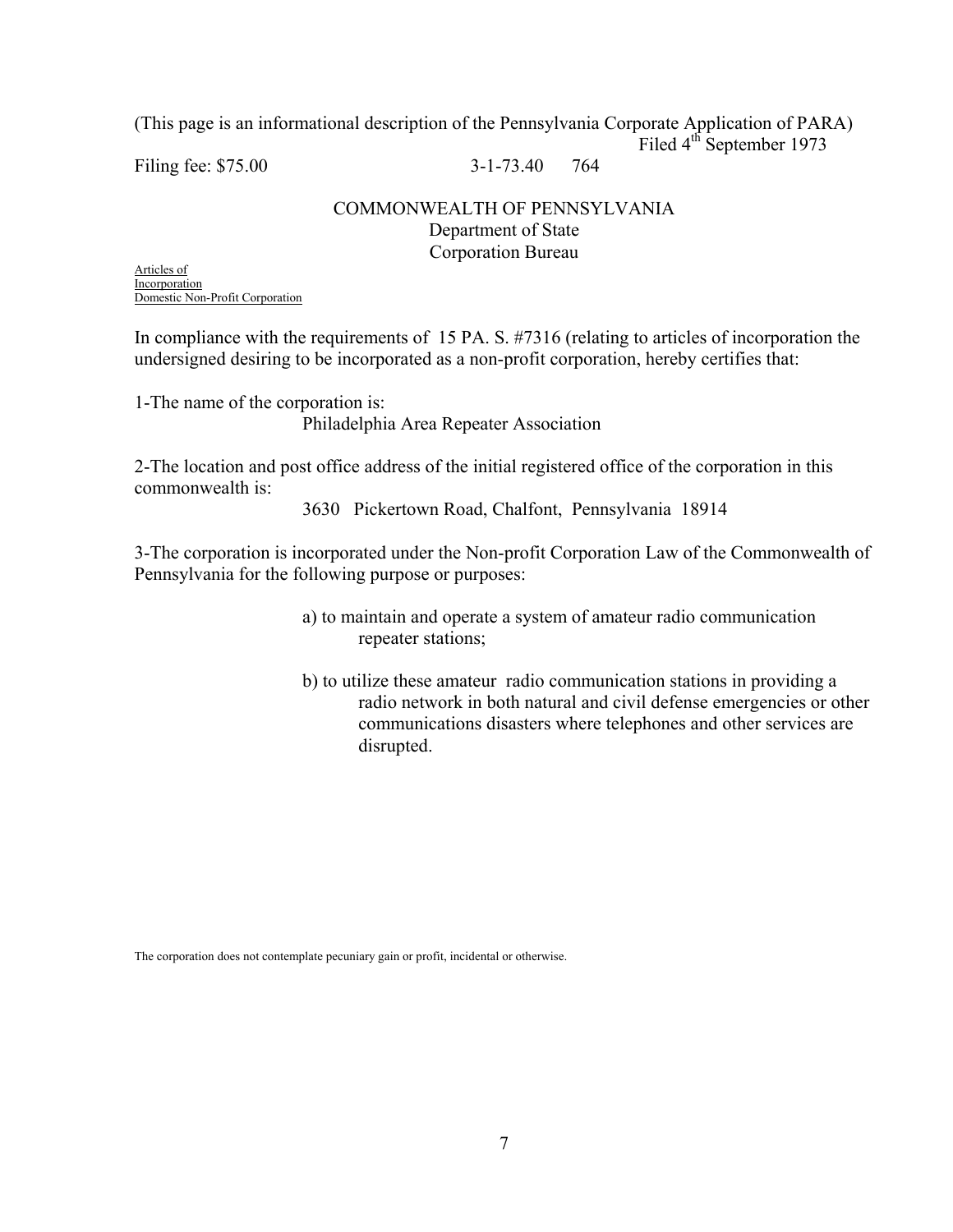(This page is an informational description of the Pennsylvania Corporate Application of PARA)

Filed 4th September 1973

Filing fee: $75.00 3-1-73.40 764

COMMONWEALTH OF PENNSYLVANIA
Department of State
Corporation Bureau

Articles of Incorporation
Domestic Non-Profit Corporation

In compliance with the requirements of 15 PA. S. #7316 (relating to articles of incorporation the undersigned desiring to be incorporated as a non-profit corporation, hereby certifies that:

1-The name of the corporation is:
Philadelphia Area Repeater Association

2-The location and post office address of the initial registered office of the corporation in this commonwealth is:
3630 Pickertown Road, Chalfont, Pennsylvania 18914

3-The corporation is incorporated under the Non-profit Corporation Law of the Commonwealth of Pennsylvania for the following purpose or purposes:

a) to maintain and operate a system of amateur radio communication repeater stations;

b) to utilize these amateur radio communication stations in providing a radio network in both natural and civil defense emergencies or other communications disasters where telephones and other services are disrupted.

The corporation does not contemplate pecuniary gain or profit, incidental or otherwise.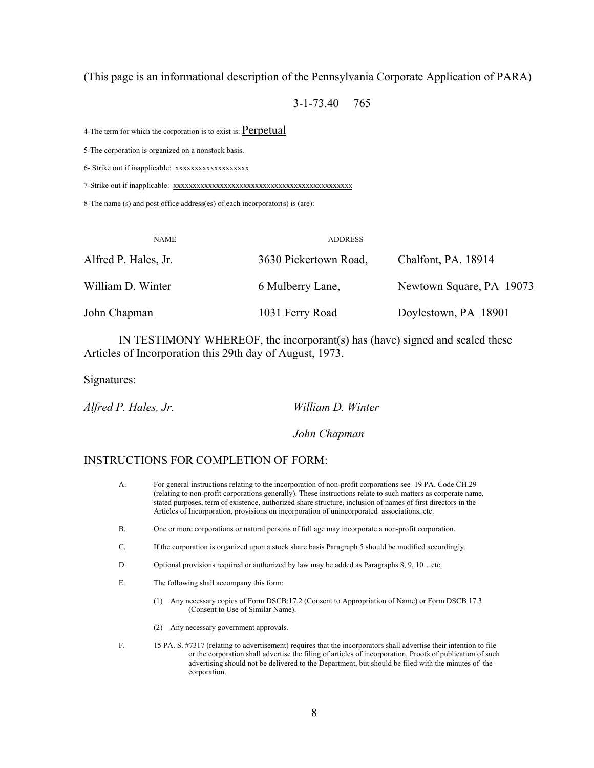(This page is an informational description of the Pennsylvania Corporate Application of PARA)

3-1-73.40 765

4-The term for which the corporation is to exist is: Perpetual

5-The corporation is organized on a nonstock basis.

6- Strike out if inapplicable: xxxxxxxxxxxxxxxxxxx

7-Strike out if inapplicable: xxxxxxxxxxxxxxxxxxxxxxxxxxxxxxxxxxxxxxxxxxxxxxxxx

8-The name (s) and post office address(es) of each incorporator(s) is (are):

| NAME | ADDRESS | |
|---|---|---|
| Alfred P. Hales, Jr. | 3630 Pickertown Road, | Chalfont, PA. 18914 |
| William D. Winter | 6 Mulberry Lane, | Newtown Square, PA 19073 |
| John Chapman | 1031 Ferry Road | Doylestown, PA 18901 |

IN TESTIMONY WHEREOF, the incorporant(s) has (have) signed and sealed these Articles of Incorporation this 29th day of August, 1973.

Signatures:

*Alfred P. Hales, Jr.* *William D. Winter*

*John Chapman*

## INSTRUCTIONS FOR COMPLETION OF FORM:

A. For general instructions relating to the incorporation of non-profit corporations see 19 PA. Code CH.29 (relating to non-profit corporations generally). These instructions relate to such matters as corporate name, stated purposes, term of existence, authorized share structure, inclusion of names of first directors in the Articles of Incorporation, provisions on incorporation of unincorporated associations, etc.

B. One or more corporations or natural persons of full age may incorporate a non-profit corporation.

C. If the corporation is organized upon a stock share basis Paragraph 5 should be modified accordingly.

D. Optional provisions required or authorized by law may be added as Paragraphs 8, 9, 10…etc.

E. The following shall accompany this form:

(1) Any necessary copies of Form DSCB:17.2 (Consent to Appropriation of Name) or Form DSCB 17.3 (Consent to Use of Similar Name).

(2) Any necessary government approvals.

F. 15 PA. S. #7317 (relating to advertisement) requires that the incorporators shall advertise their intention to file or the corporation shall advertise the filing of articles of incorporation. Proofs of publication of such advertising should not be delivered to the Department, but should be filed with the minutes of the corporation.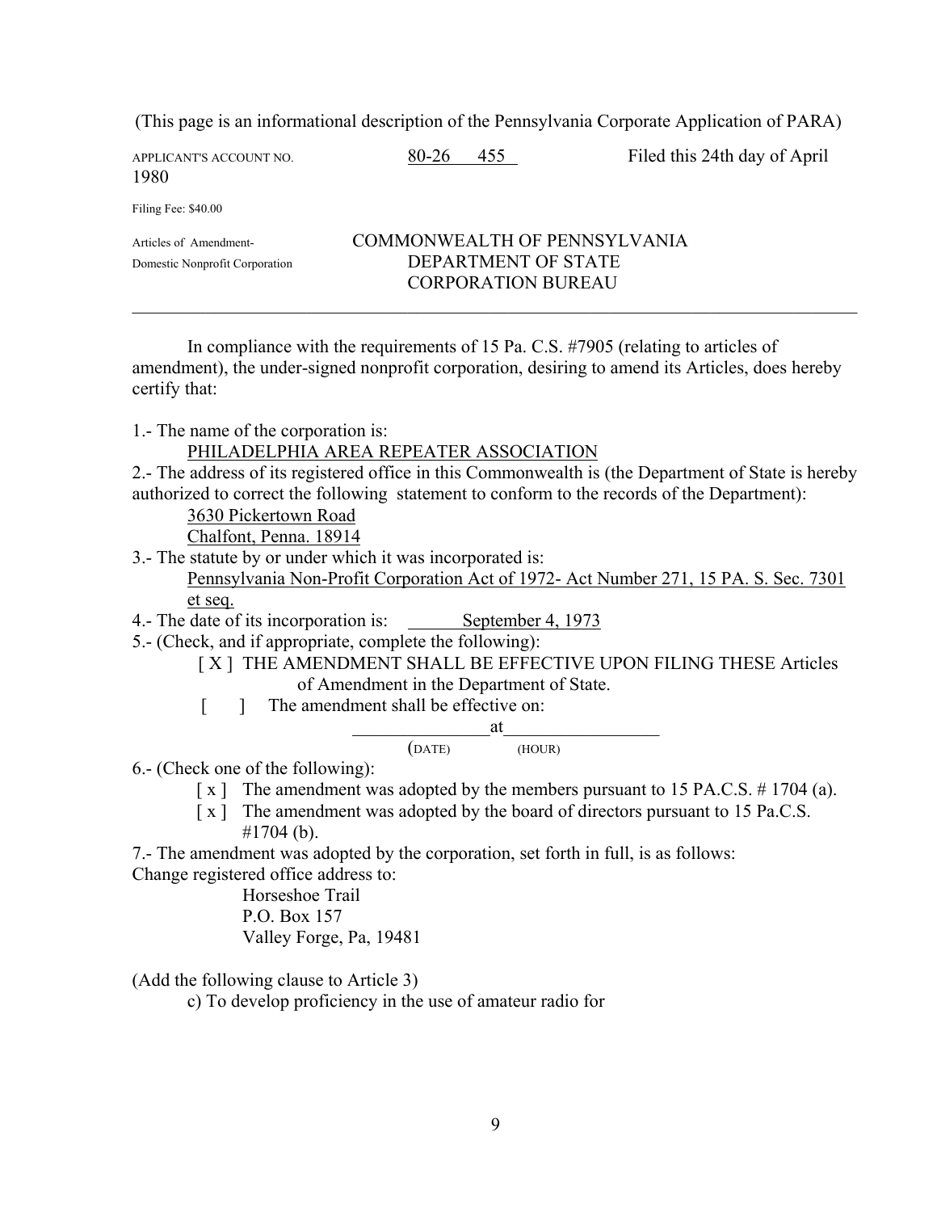(This page is an informational description of the Pennsylvania Corporate Application of PARA)

APPLICANT'S ACCOUNT NO. 80-26 455 Filed this 24th day of April 1980

Filing Fee: $40.00

Articles of Amendment- Domestic Nonprofit Corporation

COMMONWEALTH OF PENNSYLVANIA
DEPARTMENT OF STATE
CORPORATION BUREAU

---

In compliance with the requirements of 15 Pa. C.S. #7905 (relating to articles of amendment), the under-signed nonprofit corporation, desiring to amend its Articles, does hereby certify that:

1.- The name of the corporation is:
PHILADELPHIA AREA REPEATER ASSOCIATION

2.- The address of its registered office in this Commonwealth is (the Department of State is hereby authorized to correct the following statement to conform to the records of the Department):
3630 Pickertown Road
Chalfont, Penna. 18914

3.- The statute by or under which it was incorporated is:
Pennsylvania Non-Profit Corporation Act of 1972- Act Number 271, 15 PA. S. Sec. 7301 et seq.

4.- The date of its incorporation is: September 4, 1973

5.- (Check, and if appropriate, complete the following):
[ X ] THE AMENDMENT SHALL BE EFFECTIVE UPON FILING THESE Articles of Amendment in the Department of State.
[ ] The amendment shall be effective on: ______ at ______
(DATE) (HOUR)

6.- (Check one of the following):
[ x ] The amendment was adopted by the members pursuant to 15 PA.C.S. # 1704 (a).
[ x ] The amendment was adopted by the board of directors pursuant to 15 Pa.C.S. #1704 (b).

7.- The amendment was adopted by the corporation, set forth in full, is as follows:
Change registered office address to:
Horseshoe Trail
P.O. Box 157
Valley Forge, Pa, 19481

(Add the following clause to Article 3)
c) To develop proficiency in the use of amateur radio for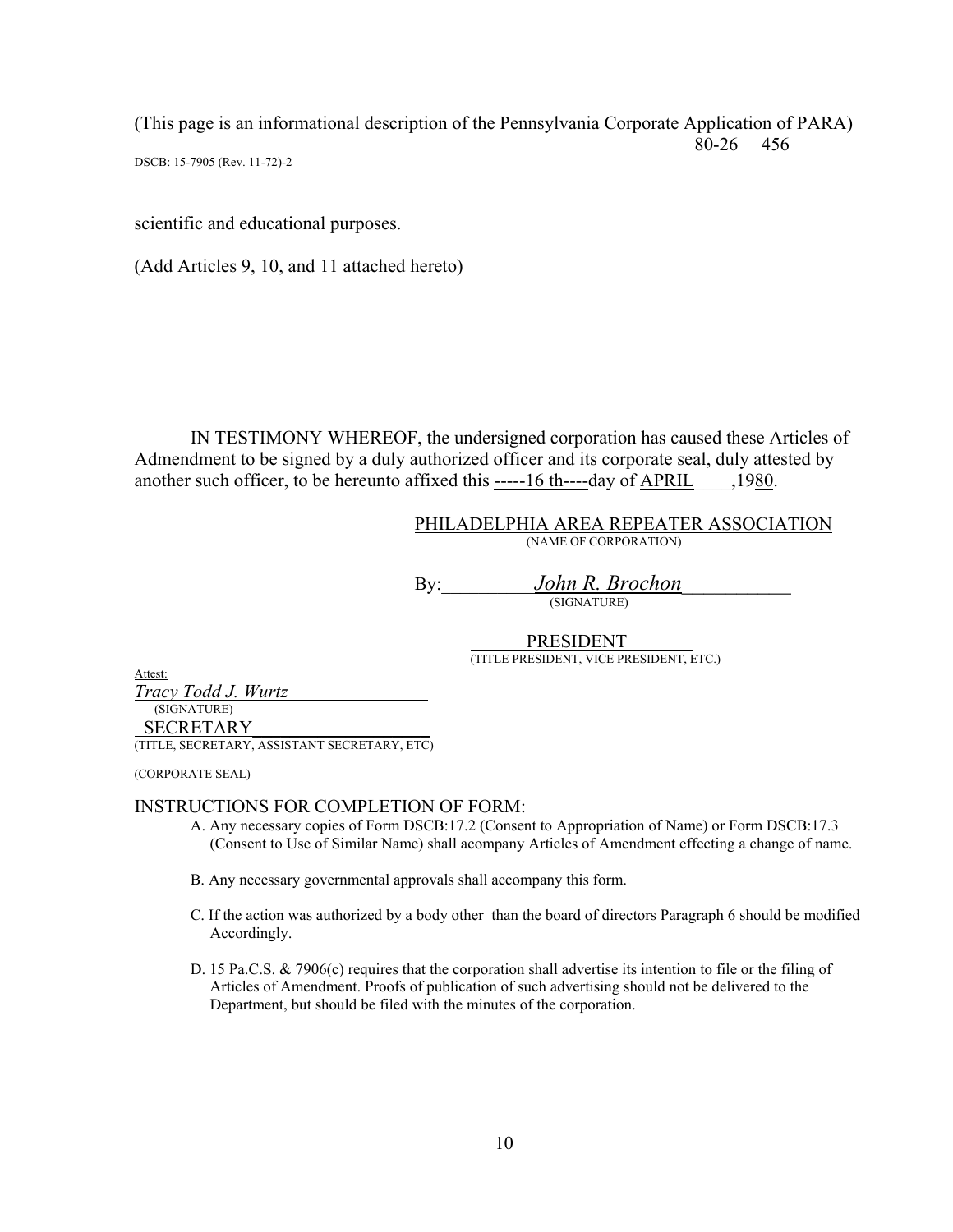(This page is an informational description of the Pennsylvania Corporate Application of PARA)

80-26 456

DSCB: 15-7905 (Rev. 11-72)-2

scientific and educational purposes.

(Add Articles 9, 10, and 11 attached hereto)

IN TESTIMONY WHEREOF, the undersigned corporation has caused these Articles of Admendment to be signed by a duly authorized officer and its corporate seal, duly attested by another such officer, to be hereunto affixed this -----16 th----day of APRIL ,1980.

PHILADELPHIA AREA REPEATER ASSOCIATION
(NAME OF CORPORATION)

By: *John R. Brochon*
(SIGNATURE)

PRESIDENT
(TITLE PRESIDENT, VICE PRESIDENT, ETC.)

Attest:
*Tracy Todd J. Wurtz*
(SIGNATURE)
SECRETARY
(TITLE, SECRETARY, ASSISTANT SECRETARY, ETC)

(CORPORATE SEAL)

INSTRUCTIONS FOR COMPLETION OF FORM:

A. Any necessary copies of Form DSCB:17.2 (Consent to Appropriation of Name) or Form DSCB:17.3 (Consent to Use of Similar Name) shall acompany Articles of Amendment effecting a change of name.

B. Any necessary governmental approvals shall accompany this form.

C. If the action was authorized by a body other than the board of directors Paragraph 6 should be modified Accordingly.

D. 15 Pa.C.S. & 7906(c) requires that the corporation shall advertise its intention to file or the filing of Articles of Amendment. Proofs of publication of such advertising should not be delivered to the Department, but should be filed with the minutes of the corporation.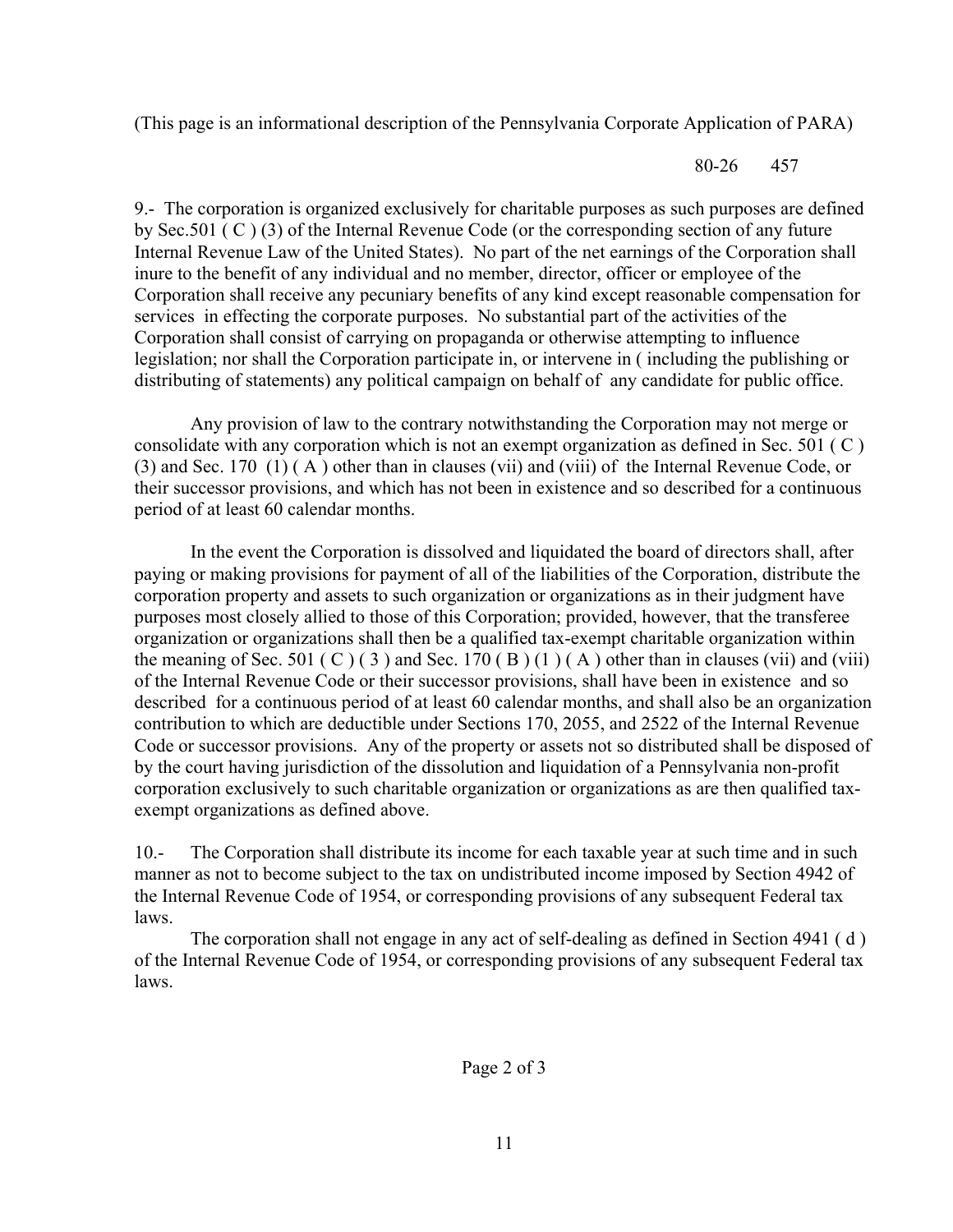(This page is an informational description of the Pennsylvania Corporate Application of PARA)

80-26 457

9.- The corporation is organized exclusively for charitable purposes as such purposes are defined by Sec.501 ( C ) (3) of the Internal Revenue Code (or the corresponding section of any future Internal Revenue Law of the United States). No part of the net earnings of the Corporation shall inure to the benefit of any individual and no member, director, officer or employee of the Corporation shall receive any pecuniary benefits of any kind except reasonable compensation for services in effecting the corporate purposes. No substantial part of the activities of the Corporation shall consist of carrying on propaganda or otherwise attempting to influence legislation; nor shall the Corporation participate in, or intervene in ( including the publishing or distributing of statements) any political campaign on behalf of any candidate for public office.

Any provision of law to the contrary notwithstanding the Corporation may not merge or consolidate with any corporation which is not an exempt organization as defined in Sec. 501 ( C ) (3) and Sec. 170 (1) ( A ) other than in clauses (vii) and (viii) of the Internal Revenue Code, or their successor provisions, and which has not been in existence and so described for a continuous period of at least 60 calendar months.

In the event the Corporation is dissolved and liquidated the board of directors shall, after paying or making provisions for payment of all of the liabilities of the Corporation, distribute the corporation property and assets to such organization or organizations as in their judgment have purposes most closely allied to those of this Corporation; provided, however, that the transferee organization or organizations shall then be a qualified tax-exempt charitable organization within the meaning of Sec. 501 ( C ) ( 3 ) and Sec. 170 ( B ) (1 ) ( A ) other than in clauses (vii) and (viii) of the Internal Revenue Code or their successor provisions, shall have been in existence and so described for a continuous period of at least 60 calendar months, and shall also be an organization contribution to which are deductible under Sections 170, 2055, and 2522 of the Internal Revenue Code or successor provisions. Any of the property or assets not so distributed shall be disposed of by the court having jurisdiction of the dissolution and liquidation of a Pennsylvania non-profit corporation exclusively to such charitable organization or organizations as are then qualified tax-exempt organizations as defined above.

10.- The Corporation shall distribute its income for each taxable year at such time and in such manner as not to become subject to the tax on undistributed income imposed by Section 4942 of the Internal Revenue Code of 1954, or corresponding provisions of any subsequent Federal tax laws.

The corporation shall not engage in any act of self-dealing as defined in Section 4941 ( d ) of the Internal Revenue Code of 1954, or corresponding provisions of any subsequent Federal tax laws.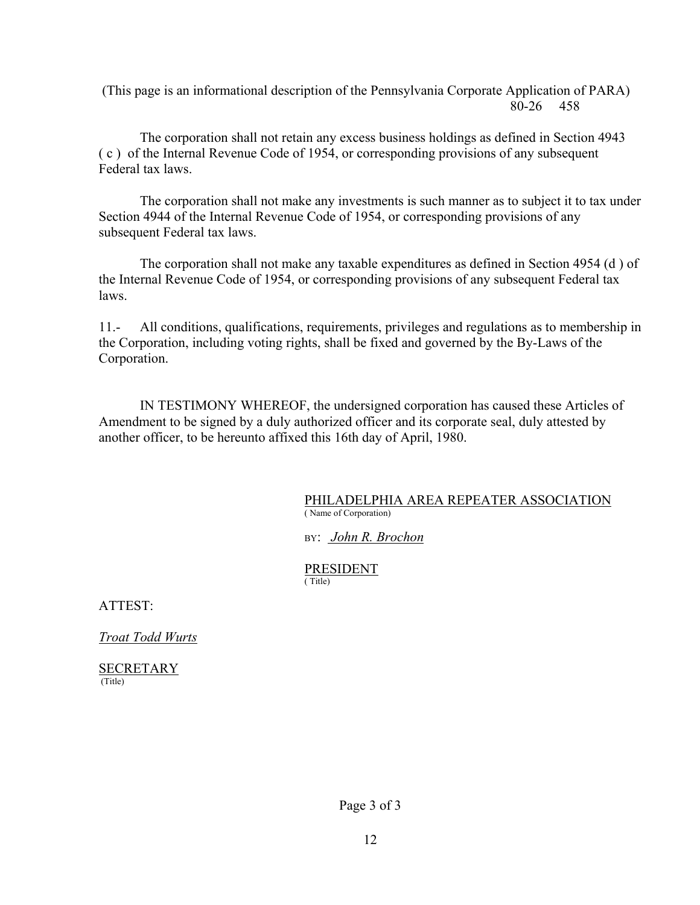(This page is an informational description of the Pennsylvania Corporate Application of PARA)
80-26 458

The corporation shall not retain any excess business holdings as defined in Section 4943 ( c ) of the Internal Revenue Code of 1954, or corresponding provisions of any subsequent Federal tax laws.

The corporation shall not make any investments is such manner as to subject it to tax under Section 4944 of the Internal Revenue Code of 1954, or corresponding provisions of any subsequent Federal tax laws.

The corporation shall not make any taxable expenditures as defined in Section 4954 (d ) of the Internal Revenue Code of 1954, or corresponding provisions of any subsequent Federal tax laws.

11.- All conditions, qualifications, requirements, privileges and regulations as to membership in the Corporation, including voting rights, shall be fixed and governed by the By-Laws of the Corporation.

IN TESTIMONY WHEREOF, the undersigned corporation has caused these Articles of Amendment to be signed by a duly authorized officer and its corporate seal, duly attested by another officer, to be hereunto affixed this 16th day of April, 1980.

PHILADELPHIA AREA REPEATER ASSOCIATION
( Name of Corporation)

BY: *John R. Brochon*

PRESIDENT
( Title)

ATTEST:

*Troat Todd Wurts*

SECRETARY
(Title)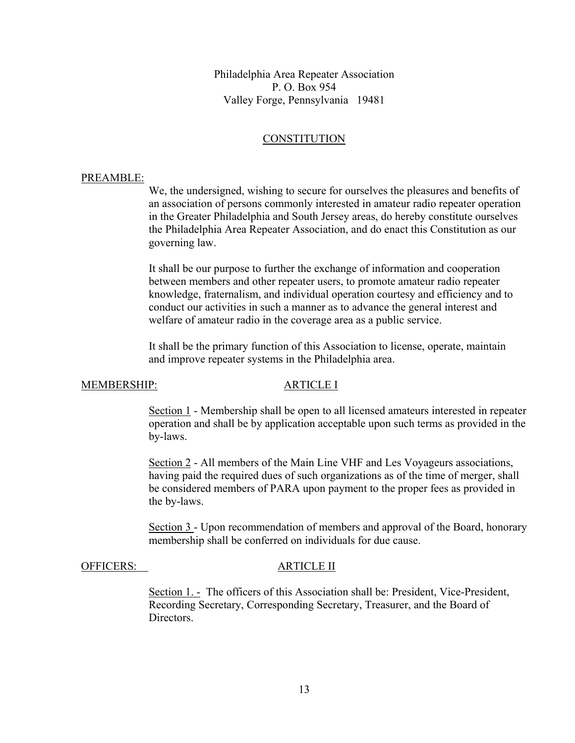Philadelphia Area Repeater Association
P. O. Box 954
Valley Forge, Pennsylvania 19481

# CONSTITUTION

## PREAMBLE:

We, the undersigned, wishing to secure for ourselves the pleasures and benefits of an association of persons commonly interested in amateur radio repeater operation in the Greater Philadelphia and South Jersey areas, do hereby constitute ourselves the Philadelphia Area Repeater Association, and do enact this Constitution as our governing law.

It shall be our purpose to further the exchange of information and cooperation between members and other repeater users, to promote amateur radio repeater knowledge, fraternalism, and individual operation courtesy and efficiency and to conduct our activities in such a manner as to advance the general interest and welfare of amateur radio in the coverage area as a public service.

It shall be the primary function of this Association to license, operate, maintain and improve repeater systems in the Philadelphia area.

## MEMBERSHIP: ARTICLE I

Section 1 - Membership shall be open to all licensed amateurs interested in repeater operation and shall be by application acceptable upon such terms as provided in the by-laws.

Section 2 - All members of the Main Line VHF and Les Voyageurs associations, having paid the required dues of such organizations as of the time of merger, shall be considered members of PARA upon payment to the proper fees as provided in the by-laws.

Section 3 - Upon recommendation of members and approval of the Board, honorary membership shall be conferred on individuals for due cause.

## OFFICERS: ARTICLE II

Section 1. - The officers of this Association shall be: President, Vice-President, Recording Secretary, Corresponding Secretary, Treasurer, and the Board of Directors.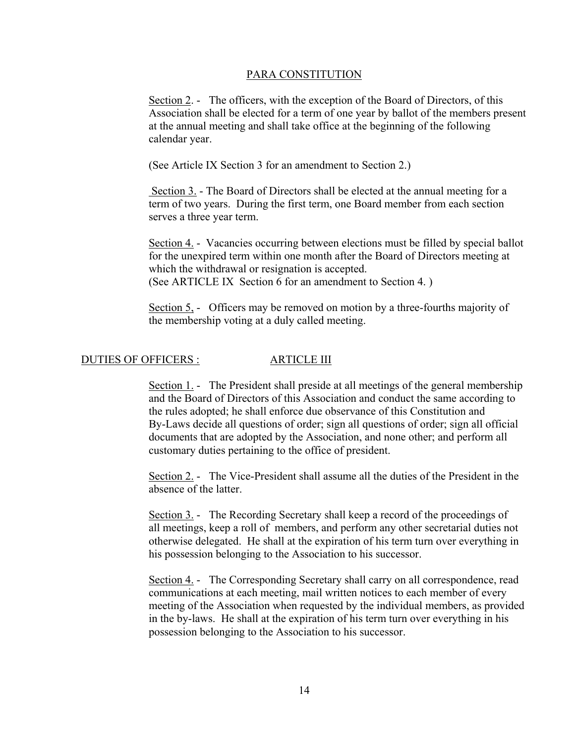PARA CONSTITUTION

<u>Section 2</u>. - The officers, with the exception of the Board of Directors, of this Association shall be elected for a term of one year by ballot of the members present at the annual meeting and shall take office at the beginning of the following calendar year.

(See Article IX Section 3 for an amendment to Section 2.)

<u>Section 3.</u> - The Board of Directors shall be elected at the annual meeting for a term of two years. During the first term, one Board member from each section serves a three year term.

<u>Section 4.</u> - Vacancies occurring between elections must be filled by special ballot for the unexpired term within one month after the Board of Directors meeting at which the withdrawal or resignation is accepted.
(See ARTICLE IX Section 6 for an amendment to Section 4. )

<u>Section 5,</u> - Officers may be removed on motion by a three-fourths majority of the membership voting at a duly called meeting.

## <u>DUTIES OF OFFICERS :</u> <u>ARTICLE III</u>

<u>Section 1.</u> - The President shall preside at all meetings of the general membership and the Board of Directors of this Association and conduct the same according to the rules adopted; he shall enforce due observance of this Constitution and By-Laws decide all questions of order; sign all questions of order; sign all official documents that are adopted by the Association, and none other; and perform all customary duties pertaining to the office of president.

<u>Section 2.</u> - The Vice-President shall assume all the duties of the President in the absence of the latter.

<u>Section 3.</u> - The Recording Secretary shall keep a record of the proceedings of all meetings, keep a roll of members, and perform any other secretarial duties not otherwise delegated. He shall at the expiration of his term turn over everything in his possession belonging to the Association to his successor.

<u>Section 4.</u> - The Corresponding Secretary shall carry on all correspondence, read communications at each meeting, mail written notices to each member of every meeting of the Association when requested by the individual members, as provided in the by-laws. He shall at the expiration of his term turn over everything in his possession belonging to the Association to his successor.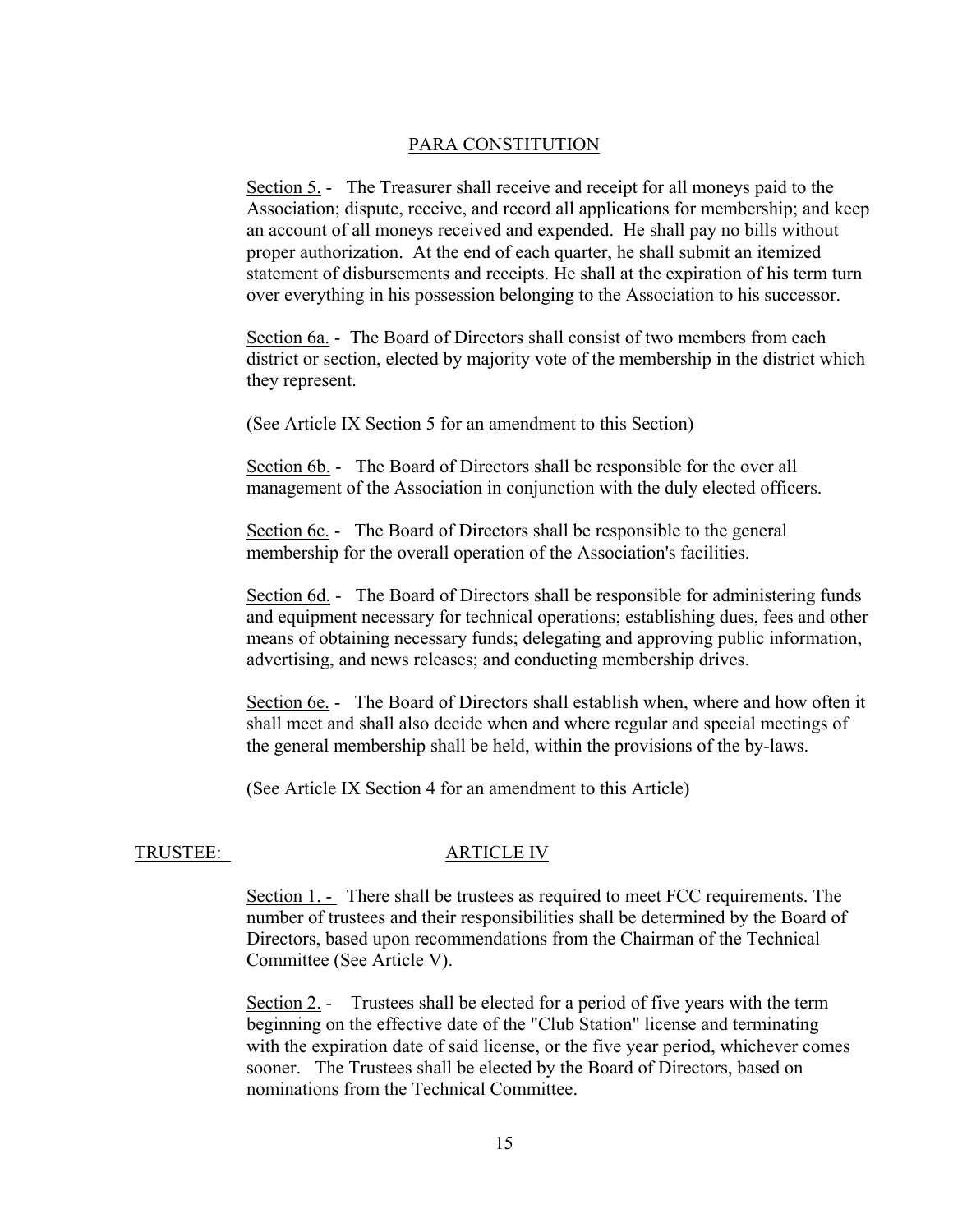PARA CONSTITUTION

Section 5. - The Treasurer shall receive and receipt for all moneys paid to the Association; dispute, receive, and record all applications for membership; and keep an account of all moneys received and expended. He shall pay no bills without proper authorization. At the end of each quarter, he shall submit an itemized statement of disbursements and receipts. He shall at the expiration of his term turn over everything in his possession belonging to the Association to his successor.

Section 6a. - The Board of Directors shall consist of two members from each district or section, elected by majority vote of the membership in the district which they represent.

(See Article IX Section 5 for an amendment to this Section)

Section 6b. - The Board of Directors shall be responsible for the over all management of the Association in conjunction with the duly elected officers.

Section 6c. - The Board of Directors shall be responsible to the general membership for the overall operation of the Association's facilities.

Section 6d. - The Board of Directors shall be responsible for administering funds and equipment necessary for technical operations; establishing dues, fees and other means of obtaining necessary funds; delegating and approving public information, advertising, and news releases; and conducting membership drives.

Section 6e. - The Board of Directors shall establish when, where and how often it shall meet and shall also decide when and where regular and special meetings of the general membership shall be held, within the provisions of the by-laws.

(See Article IX Section 4 for an amendment to this Article)

## TRUSTEE: ARTICLE IV

Section 1. - There shall be trustees as required to meet FCC requirements. The number of trustees and their responsibilities shall be determined by the Board of Directors, based upon recommendations from the Chairman of the Technical Committee (See Article V).

Section 2. - Trustees shall be elected for a period of five years with the term beginning on the effective date of the "Club Station" license and terminating with the expiration date of said license, or the five year period, whichever comes sooner. The Trustees shall be elected by the Board of Directors, based on nominations from the Technical Committee.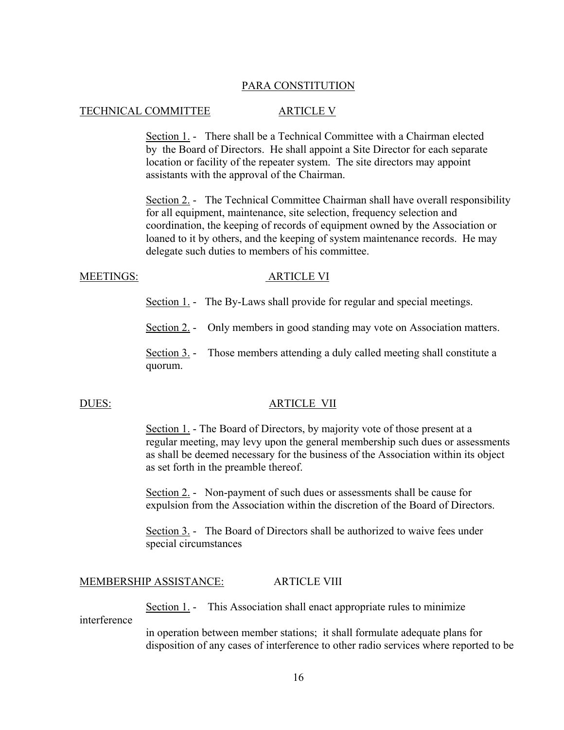PARA CONSTITUTION

TECHNICAL COMMITTEE ARTICLE V

Section 1. - There shall be a Technical Committee with a Chairman elected by the Board of Directors. He shall appoint a Site Director for each separate location or facility of the repeater system. The site directors may appoint assistants with the approval of the Chairman.

Section 2. - The Technical Committee Chairman shall have overall responsibility for all equipment, maintenance, site selection, frequency selection and coordination, the keeping of records of equipment owned by the Association or loaned to it by others, and the keeping of system maintenance records. He may delegate such duties to members of his committee.

MEETINGS: ARTICLE VI

Section 1. - The By-Laws shall provide for regular and special meetings.

Section 2. - Only members in good standing may vote on Association matters.

Section 3. - Those members attending a duly called meeting shall constitute a quorum.

DUES: ARTICLE VII

Section 1. - The Board of Directors, by majority vote of those present at a regular meeting, may levy upon the general membership such dues or assessments as shall be deemed necessary for the business of the Association within its object as set forth in the preamble thereof.

Section 2. - Non-payment of such dues or assessments shall be cause for expulsion from the Association within the discretion of the Board of Directors.

Section 3. - The Board of Directors shall be authorized to waive fees under special circumstances

MEMBERSHIP ASSISTANCE: ARTICLE VIII

Section 1. - This Association shall enact appropriate rules to minimize interference in operation between member stations; it shall formulate adequate plans for disposition of any cases of interference to other radio services where reported to be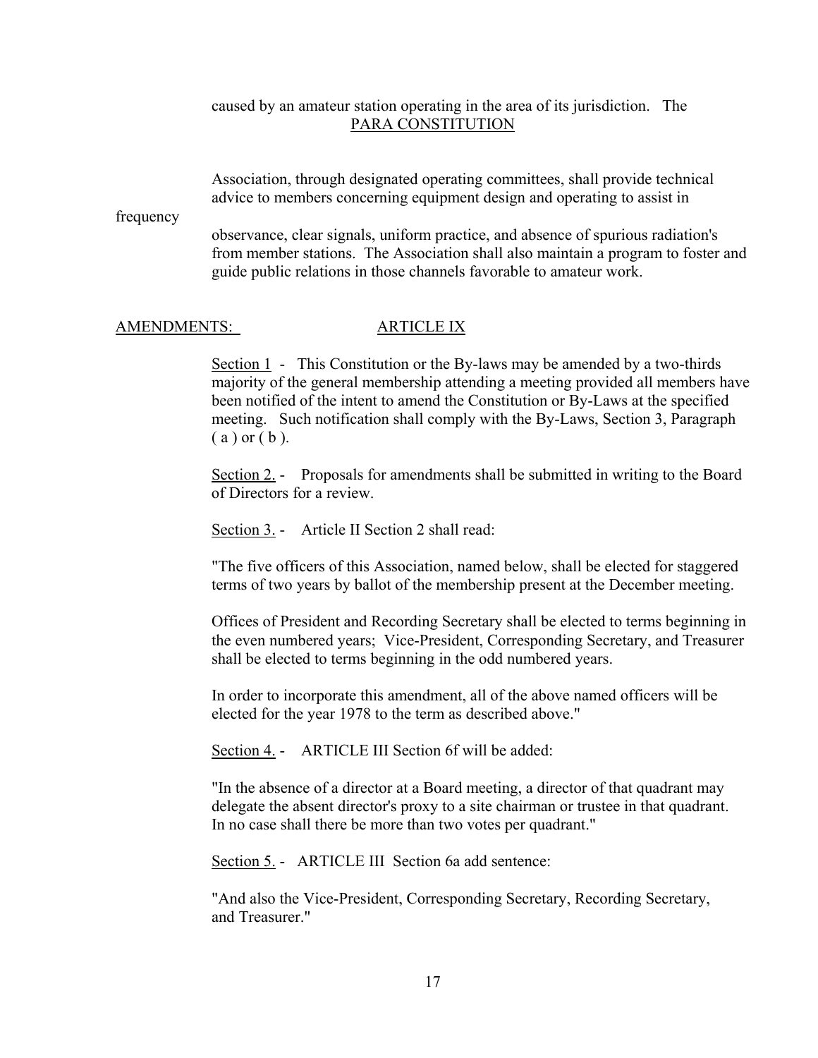caused by an amateur station operating in the area of its jurisdiction. The Association, through designated operating committees, shall provide technical advice to members concerning equipment design and operating to assist in frequency observance, clear signals, uniform practice, and absence of spurious radiation's from member stations. The Association shall also maintain a program to foster and guide public relations in those channels favorable to amateur work.

## AMENDMENTS: ARTICLE IX

Section 1 - This Constitution or the By-laws may be amended by a two-thirds majority of the general membership attending a meeting provided all members have been notified of the intent to amend the Constitution or By-Laws at the specified meeting. Such notification shall comply with the By-Laws, Section 3, Paragraph ( a ) or ( b ).

Section 2. - Proposals for amendments shall be submitted in writing to the Board of Directors for a review.

Section 3. - Article II Section 2 shall read:

"The five officers of this Association, named below, shall be elected for staggered terms of two years by ballot of the membership present at the December meeting.

Offices of President and Recording Secretary shall be elected to terms beginning in the even numbered years; Vice-President, Corresponding Secretary, and Treasurer shall be elected to terms beginning in the odd numbered years.

In order to incorporate this amendment, all of the above named officers will be elected for the year 1978 to the term as described above."

Section 4. - ARTICLE III Section 6f will be added:

"In the absence of a director at a Board meeting, a director of that quadrant may delegate the absent director's proxy to a site chairman or trustee in that quadrant. In no case shall there be more than two votes per quadrant."

Section 5. - ARTICLE III Section 6a add sentence:

"And also the Vice-President, Corresponding Secretary, Recording Secretary, and Treasurer."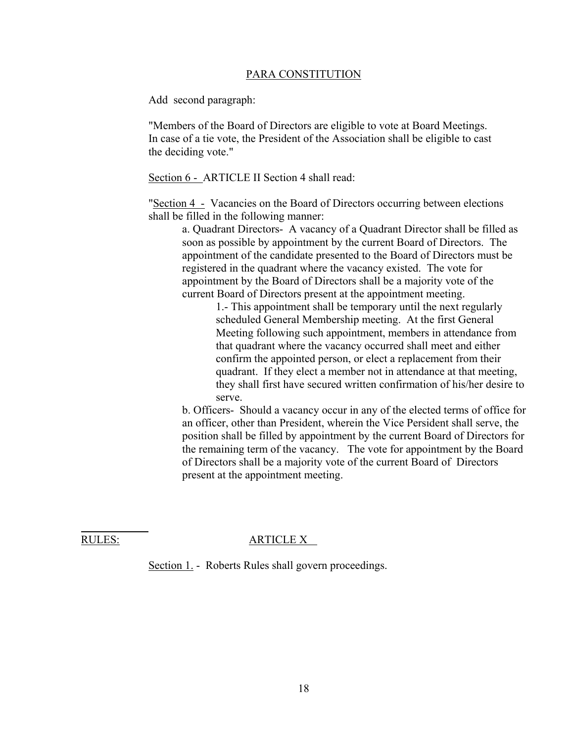PARA CONSTITUTION

Add second paragraph:

"Members of the Board of Directors are eligible to vote at Board Meetings. In case of a tie vote, the President of the Association shall be eligible to cast the deciding vote."

Section 6 - ARTICLE II Section 4 shall read:

"Section 4 - Vacancies on the Board of Directors occurring between elections shall be filled in the following manner:

a. Quadrant Directors- A vacancy of a Quadrant Director shall be filled as soon as possible by appointment by the current Board of Directors. The appointment of the candidate presented to the Board of Directors must be registered in the quadrant where the vacancy existed. The vote for appointment by the Board of Directors shall be a majority vote of the current Board of Directors present at the appointment meeting.

1.- This appointment shall be temporary until the next regularly scheduled General Membership meeting. At the first General Meeting following such appointment, members in attendance from that quadrant where the vacancy occurred shall meet and either confirm the appointed person, or elect a replacement from their quadrant. If they elect a member not in attendance at that meeting, they shall first have secured written confirmation of his/her desire to serve.

b. Officers- Should a vacancy occur in any of the elected terms of office for an officer, other than President, wherein the Vice Persident shall serve, the position shall be filled by appointment by the current Board of Directors for the remaining term of the vacancy. The vote for appointment by the Board of Directors shall be a majority vote of the current Board of Directors present at the appointment meeting.

RULES: ARTICLE X

Section 1. - Roberts Rules shall govern proceedings.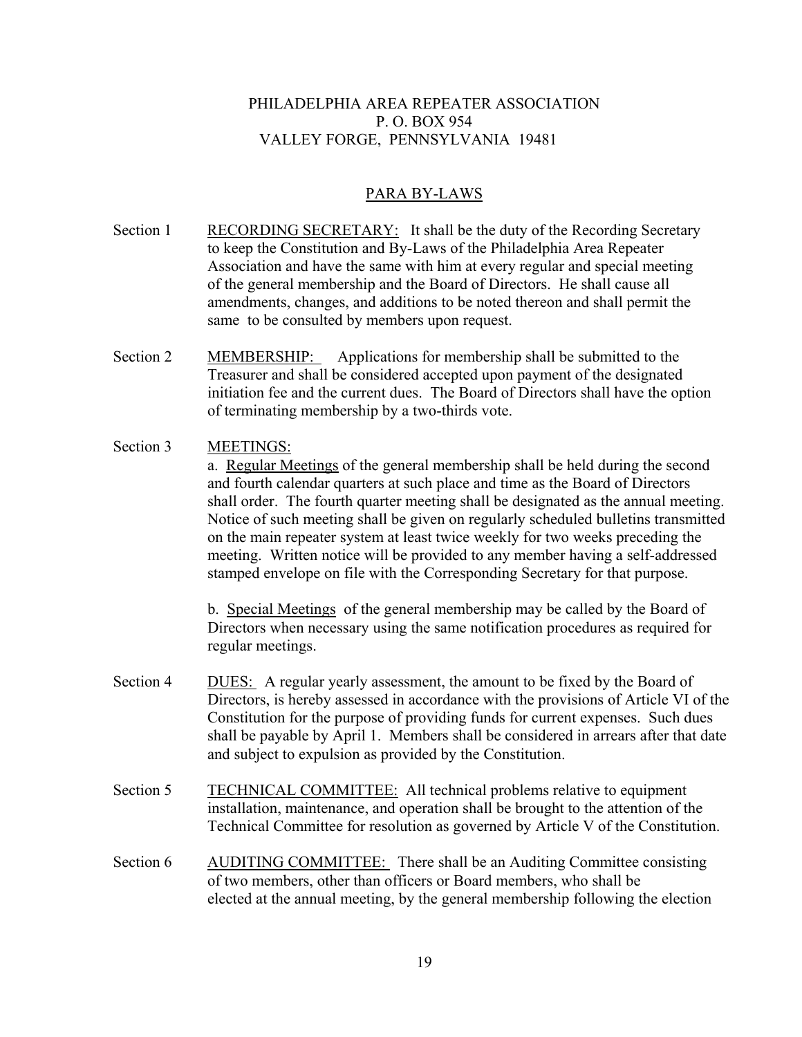PHILADELPHIA AREA REPEATER ASSOCIATION
P. O. BOX 954
VALLEY FORGE, PENNSYLVANIA 19481

## PARA BY-LAWS

Section 1 RECORDING SECRETARY: It shall be the duty of the Recording Secretary to keep the Constitution and By-Laws of the Philadelphia Area Repeater Association and have the same with him at every regular and special meeting of the general membership and the Board of Directors. He shall cause all amendments, changes, and additions to be noted thereon and shall permit the same to be consulted by members upon request.

Section 2 MEMBERSHIP: Applications for membership shall be submitted to the Treasurer and shall be considered accepted upon payment of the designated initiation fee and the current dues. The Board of Directors shall have the option of terminating membership by a two-thirds vote.

Section 3 MEETINGS:

a. Regular Meetings of the general membership shall be held during the second and fourth calendar quarters at such place and time as the Board of Directors shall order. The fourth quarter meeting shall be designated as the annual meeting. Notice of such meeting shall be given on regularly scheduled bulletins transmitted on the main repeater system at least twice weekly for two weeks preceding the meeting. Written notice will be provided to any member having a self-addressed stamped envelope on file with the Corresponding Secretary for that purpose.

b. Special Meetings of the general membership may be called by the Board of Directors when necessary using the same notification procedures as required for regular meetings.

Section 4 DUES: A regular yearly assessment, the amount to be fixed by the Board of Directors, is hereby assessed in accordance with the provisions of Article VI of the Constitution for the purpose of providing funds for current expenses. Such dues shall be payable by April 1. Members shall be considered in arrears after that date and subject to expulsion as provided by the Constitution.

Section 5 TECHNICAL COMMITTEE: All technical problems relative to equipment installation, maintenance, and operation shall be brought to the attention of the Technical Committee for resolution as governed by Article V of the Constitution.

Section 6 AUDITING COMMITTEE: There shall be an Auditing Committee consisting of two members, other than officers or Board members, who shall be elected at the annual meeting, by the general membership following the election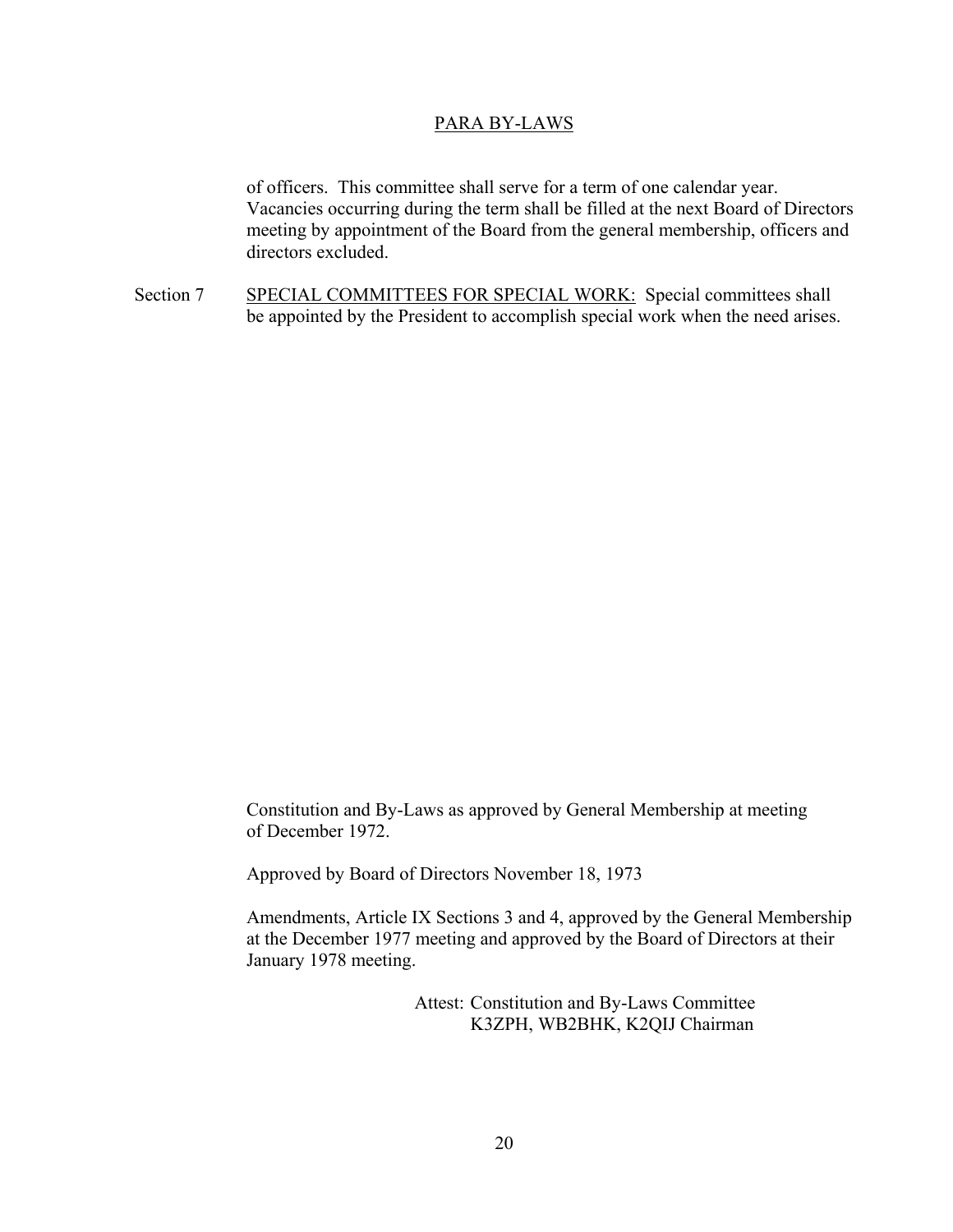of officers. This committee shall serve for a term of one calendar year. Vacancies occurring during the term shall be filled at the next Board of Directors meeting by appointment of the Board from the general membership, officers and directors excluded.

Section 7 SPECIAL COMMITTEES FOR SPECIAL WORK: Special committees shall be appointed by the President to accomplish special work when the need arises.

Constitution and By-Laws as approved by General Membership at meeting of December 1972.

Approved by Board of Directors November 18, 1973

Amendments, Article IX Sections 3 and 4, approved by the General Membership at the December 1977 meeting and approved by the Board of Directors at their January 1978 meeting.

Attest: Constitution and By-Laws Committee
K3ZPH, WB2BHK, K2QIJ Chairman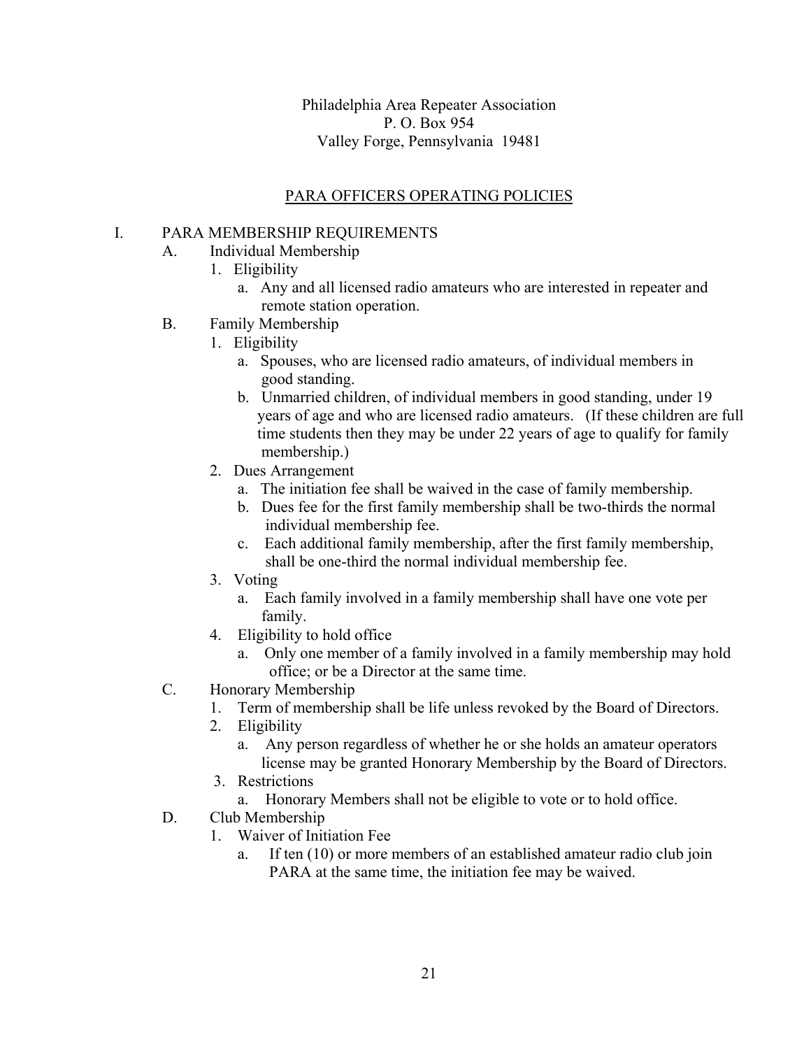Philadelphia Area Repeater Association
P. O. Box 954
Valley Forge, Pennsylvania 19481

## PARA OFFICERS OPERATING POLICIES

I. PARA MEMBERSHIP REQUIREMENTS

- A. Individual Membership
  1. Eligibility
     - a. Any and all licensed radio amateurs who are interested in repeater and remote station operation.
- B. Family Membership
  1. Eligibility
     - a. Spouses, who are licensed radio amateurs, of individual members in good standing.
     - b. Unmarried children, of individual members in good standing, under 19 years of age and who are licensed radio amateurs. (If these children are full time students then they may be under 22 years of age to qualify for family membership.)
  2. Dues Arrangement
     - a. The initiation fee shall be waived in the case of family membership.
     - b. Dues fee for the first family membership shall be two-thirds the normal individual membership fee.
     - c. Each additional family membership, after the first family membership, shall be one-third the normal individual membership fee.
  3. Voting
     - a. Each family involved in a family membership shall have one vote per family.
  4. Eligibility to hold office
     - a. Only one member of a family involved in a family membership may hold office; or be a Director at the same time.
- C. Honorary Membership
  1. Term of membership shall be life unless revoked by the Board of Directors.
  2. Eligibility
     - a. Any person regardless of whether he or she holds an amateur operators license may be granted Honorary Membership by the Board of Directors.
  3. Restrictions
     - a. Honorary Members shall not be eligible to vote or to hold office.
- D. Club Membership
  1. Waiver of Initiation Fee
     - a. If ten (10) or more members of an established amateur radio club join PARA at the same time, the initiation fee may be waived.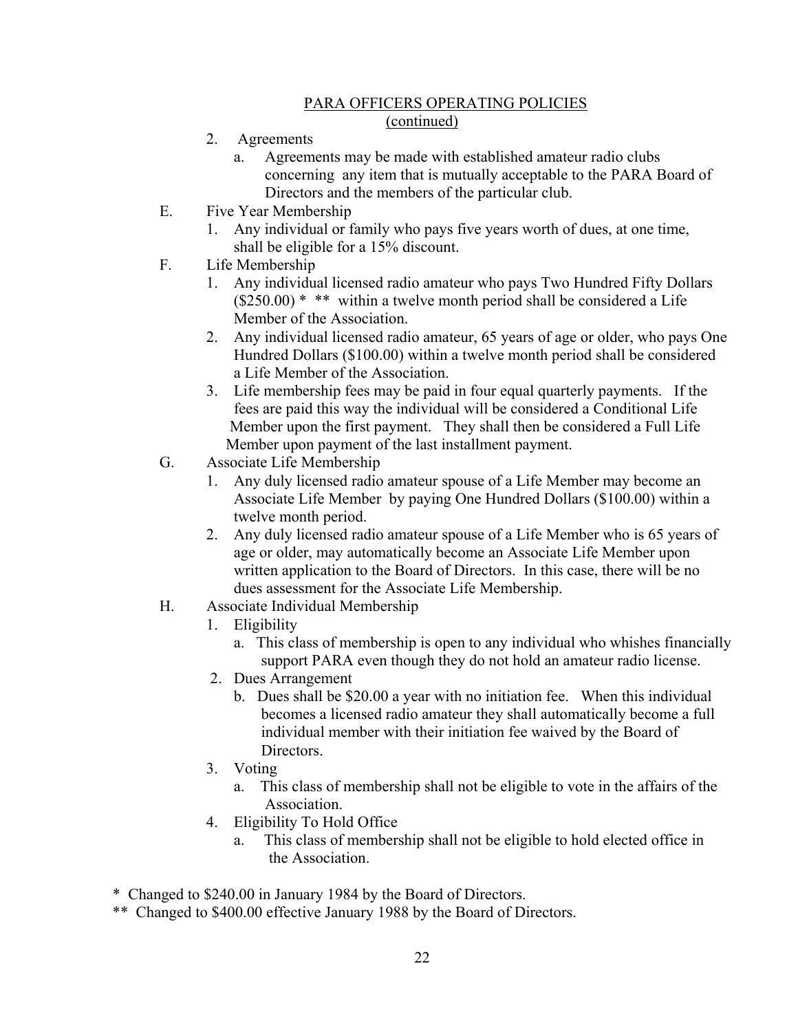## PARA OFFICERS OPERATING POLICIES
(continued)

2. Agreements
   a. Agreements may be made with established amateur radio clubs concerning any item that is mutually acceptable to the PARA Board of Directors and the members of the particular club.

E. Five Year Membership
   1. Any individual or family who pays five years worth of dues, at one time, shall be eligible for a 15% discount.

F. Life Membership
   1. Any individual licensed radio amateur who pays Two Hundred Fifty Dollars ($250.00) * ** within a twelve month period shall be considered a Life Member of the Association.
   2. Any individual licensed radio amateur, 65 years of age or older, who pays One Hundred Dollars ($100.00) within a twelve month period shall be considered a Life Member of the Association.
   3. Life membership fees may be paid in four equal quarterly payments. If the fees are paid this way the individual will be considered a Conditional Life Member upon the first payment. They shall then be considered a Full Life Member upon payment of the last installment payment.

G. Associate Life Membership
   1. Any duly licensed radio amateur spouse of a Life Member may become an Associate Life Member by paying One Hundred Dollars ($100.00) within a twelve month period.
   2. Any duly licensed radio amateur spouse of a Life Member who is 65 years of age or older, may automatically become an Associate Life Member upon written application to the Board of Directors. In this case, there will be no dues assessment for the Associate Life Membership.

H. Associate Individual Membership
   1. Eligibility
      a. This class of membership is open to any individual who whishes financially support PARA even though they do not hold an amateur radio license.
   2. Dues Arrangement
      b. Dues shall be $20.00 a year with no initiation fee. When this individual becomes a licensed radio amateur they shall automatically become a full individual member with their initiation fee waived by the Board of Directors.
   3. Voting
      a. This class of membership shall not be eligible to vote in the affairs of the Association.
   4. Eligibility To Hold Office
      a. This class of membership shall not be eligible to hold elected office in the Association.

\* Changed to $240.00 in January 1984 by the Board of Directors.

\** Changed to $400.00 effective January 1988 by the Board of Directors.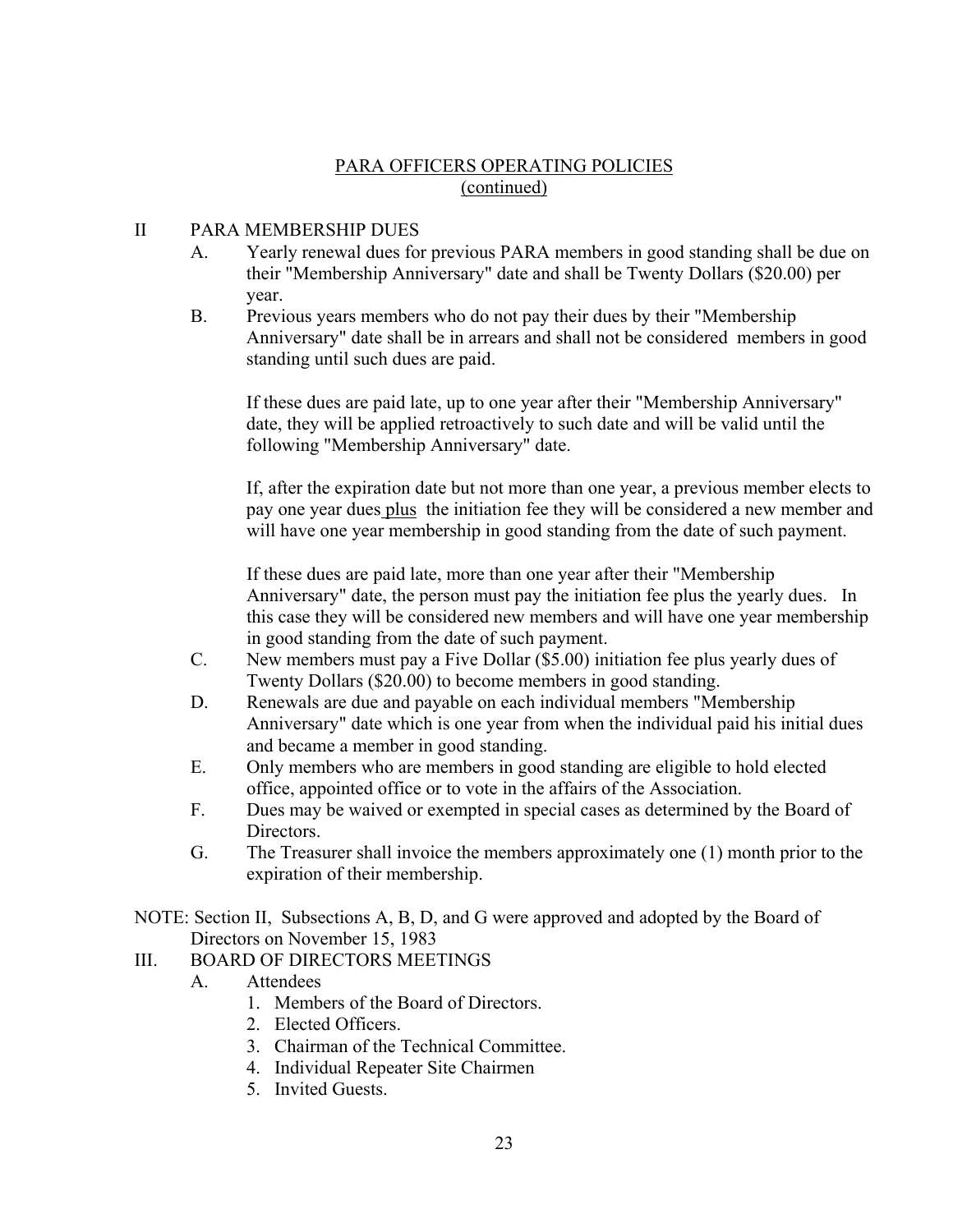# PARA OFFICERS OPERATING POLICIES
(continued)

## II PARA MEMBERSHIP DUES

A. Yearly renewal dues for previous PARA members in good standing shall be due on their "Membership Anniversary" date and shall be Twenty Dollars ($20.00) per year.

B. Previous years members who do not pay their dues by their "Membership Anniversary" date shall be in arrears and shall not be considered members in good standing until such dues are paid.

   If these dues are paid late, up to one year after their "Membership Anniversary" date, they will be applied retroactively to such date and will be valid until the following "Membership Anniversary" date.

   If, after the expiration date but not more than one year, a previous member elects to pay one year dues plus the initiation fee they will be considered a new member and will have one year membership in good standing from the date of such payment.

   If these dues are paid late, more than one year after their "Membership Anniversary" date, the person must pay the initiation fee plus the yearly dues. In this case they will be considered new members and will have one year membership in good standing from the date of such payment.

C. New members must pay a Five Dollar ($5.00) initiation fee plus yearly dues of Twenty Dollars ($20.00) to become members in good standing.

D. Renewals are due and payable on each individual members "Membership Anniversary" date which is one year from when the individual paid his initial dues and became a member in good standing.

E. Only members who are members in good standing are eligible to hold elected office, appointed office or to vote in the affairs of the Association.

F. Dues may be waived or exempted in special cases as determined by the Board of Directors.

G. The Treasurer shall invoice the members approximately one (1) month prior to the expiration of their membership.

NOTE: Section II, Subsections A, B, D, and G were approved and adopted by the Board of Directors on November 15, 1983

## III. BOARD OF DIRECTORS MEETINGS

A. Attendees
   1. Members of the Board of Directors.
   2. Elected Officers.
   3. Chairman of the Technical Committee.
   4. Individual Repeater Site Chairmen
   5. Invited Guests.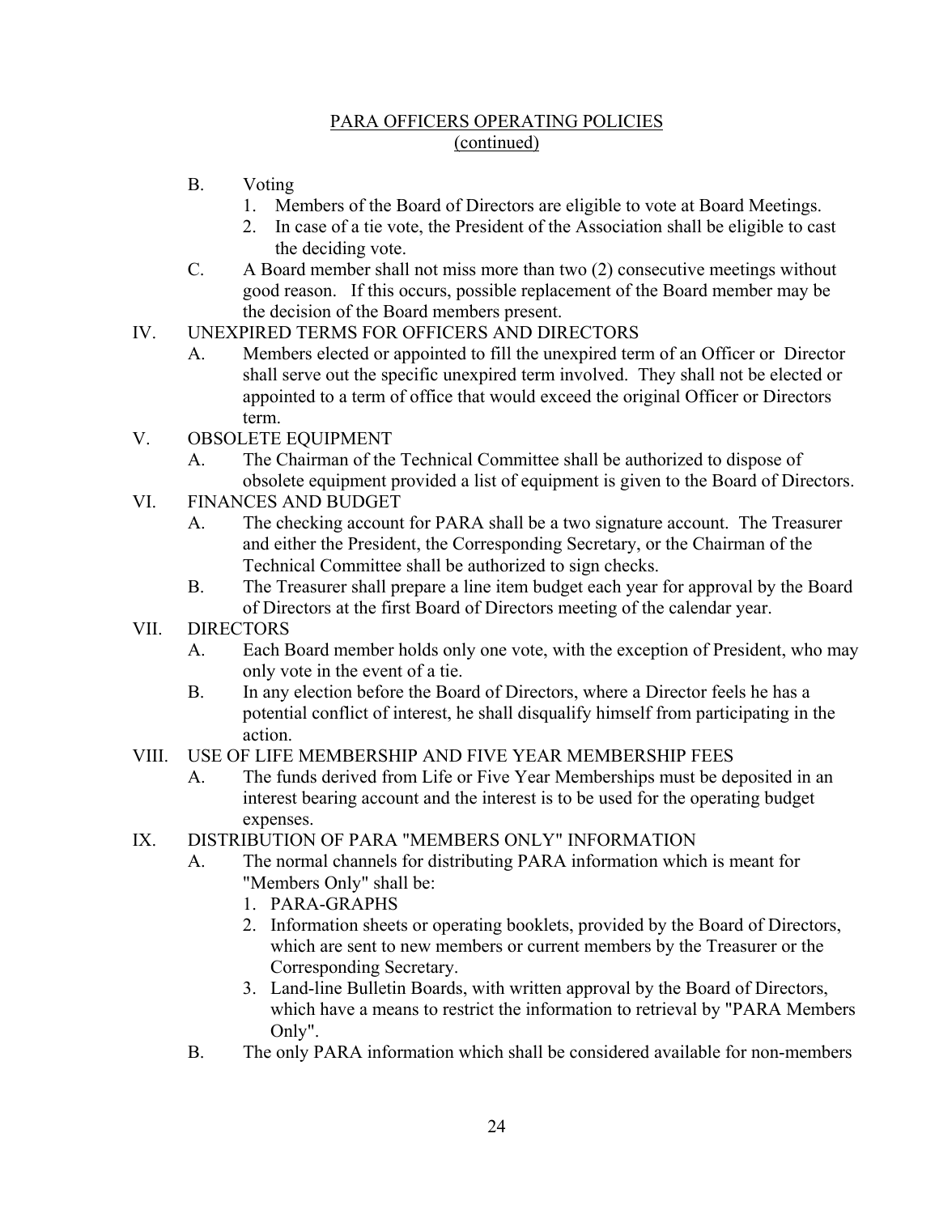## PARA OFFICERS OPERATING POLICIES
(continued)

B. Voting
   1. Members of the Board of Directors are eligible to vote at Board Meetings.
   2. In case of a tie vote, the President of the Association shall be eligible to cast the deciding vote.

C. A Board member shall not miss more than two (2) consecutive meetings without good reason. If this occurs, possible replacement of the Board member may be the decision of the Board members present.

IV. UNEXPIRED TERMS FOR OFFICERS AND DIRECTORS

A. Members elected or appointed to fill the unexpired term of an Officer or Director shall serve out the specific unexpired term involved. They shall not be elected or appointed to a term of office that would exceed the original Officer or Directors term.

V. OBSOLETE EQUIPMENT

A. The Chairman of the Technical Committee shall be authorized to dispose of obsolete equipment provided a list of equipment is given to the Board of Directors.

VI. FINANCES AND BUDGET

A. The checking account for PARA shall be a two signature account. The Treasurer and either the President, the Corresponding Secretary, or the Chairman of the Technical Committee shall be authorized to sign checks.

B. The Treasurer shall prepare a line item budget each year for approval by the Board of Directors at the first Board of Directors meeting of the calendar year.

VII. DIRECTORS

A. Each Board member holds only one vote, with the exception of President, who may only vote in the event of a tie.

B. In any election before the Board of Directors, where a Director feels he has a potential conflict of interest, he shall disqualify himself from participating in the action.

VIII. USE OF LIFE MEMBERSHIP AND FIVE YEAR MEMBERSHIP FEES

A. The funds derived from Life or Five Year Memberships must be deposited in an interest bearing account and the interest is to be used for the operating budget expenses.

IX. DISTRIBUTION OF PARA "MEMBERS ONLY" INFORMATION

A. The normal channels for distributing PARA information which is meant for "Members Only" shall be:
   1. PARA-GRAPHS
   2. Information sheets or operating booklets, provided by the Board of Directors, which are sent to new members or current members by the Treasurer or the Corresponding Secretary.
   3. Land-line Bulletin Boards, with written approval by the Board of Directors, which have a means to restrict the information to retrieval by "PARA Members Only".

B. The only PARA information which shall be considered available for non-members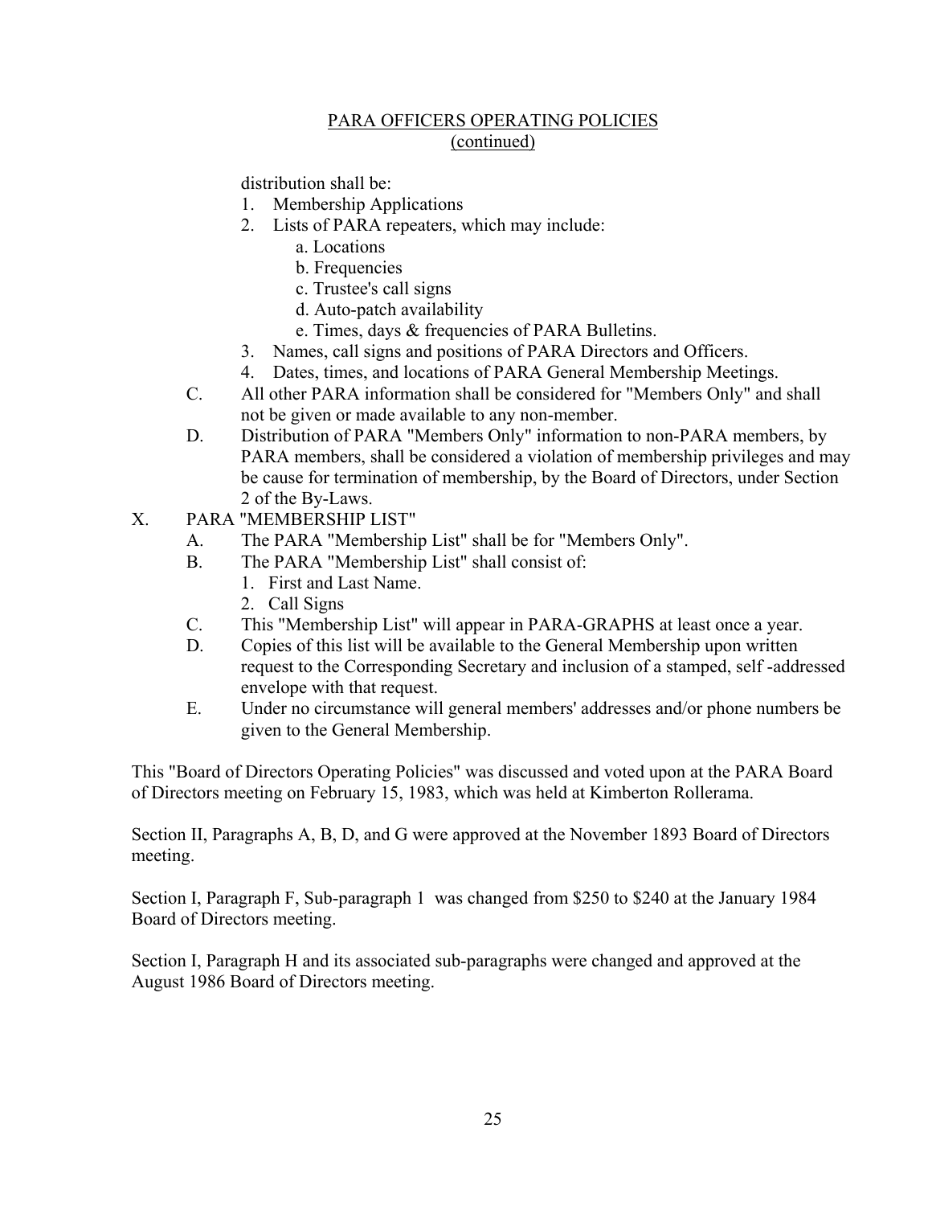PARA OFFICERS OPERATING POLICIES
(continued)

distribution shall be:

1. Membership Applications
2. Lists of PARA repeaters, which may include:
    - a. Locations
    - b. Frequencies
    - c. Trustee's call signs
    - d. Auto-patch availability
    - e. Times, days & frequencies of PARA Bulletins.
3. Names, call signs and positions of PARA Directors and Officers.
4. Dates, times, and locations of PARA General Membership Meetings.

C. All other PARA information shall be considered for "Members Only" and shall not be given or made available to any non-member.

D. Distribution of PARA "Members Only" information to non-PARA members, by PARA members, shall be considered a violation of membership privileges and may be cause for termination of membership, by the Board of Directors, under Section 2 of the By-Laws.

X. PARA "MEMBERSHIP LIST"

A. The PARA "Membership List" shall be for "Members Only".

B. The PARA "Membership List" shall consist of:

1. First and Last Name.
2. Call Signs

C. This "Membership List" will appear in PARA-GRAPHS at least once a year.

D. Copies of this list will be available to the General Membership upon written request to the Corresponding Secretary and inclusion of a stamped, self -addressed envelope with that request.

E. Under no circumstance will general members' addresses and/or phone numbers be given to the General Membership.

This "Board of Directors Operating Policies" was discussed and voted upon at the PARA Board of Directors meeting on February 15, 1983, which was held at Kimberton Rollerama.

Section II, Paragraphs A, B, D, and G were approved at the November 1893 Board of Directors meeting.

Section I, Paragraph F, Sub-paragraph 1 was changed from $250 to $240 at the January 1984 Board of Directors meeting.

Section I, Paragraph H and its associated sub-paragraphs were changed and approved at the August 1986 Board of Directors meeting.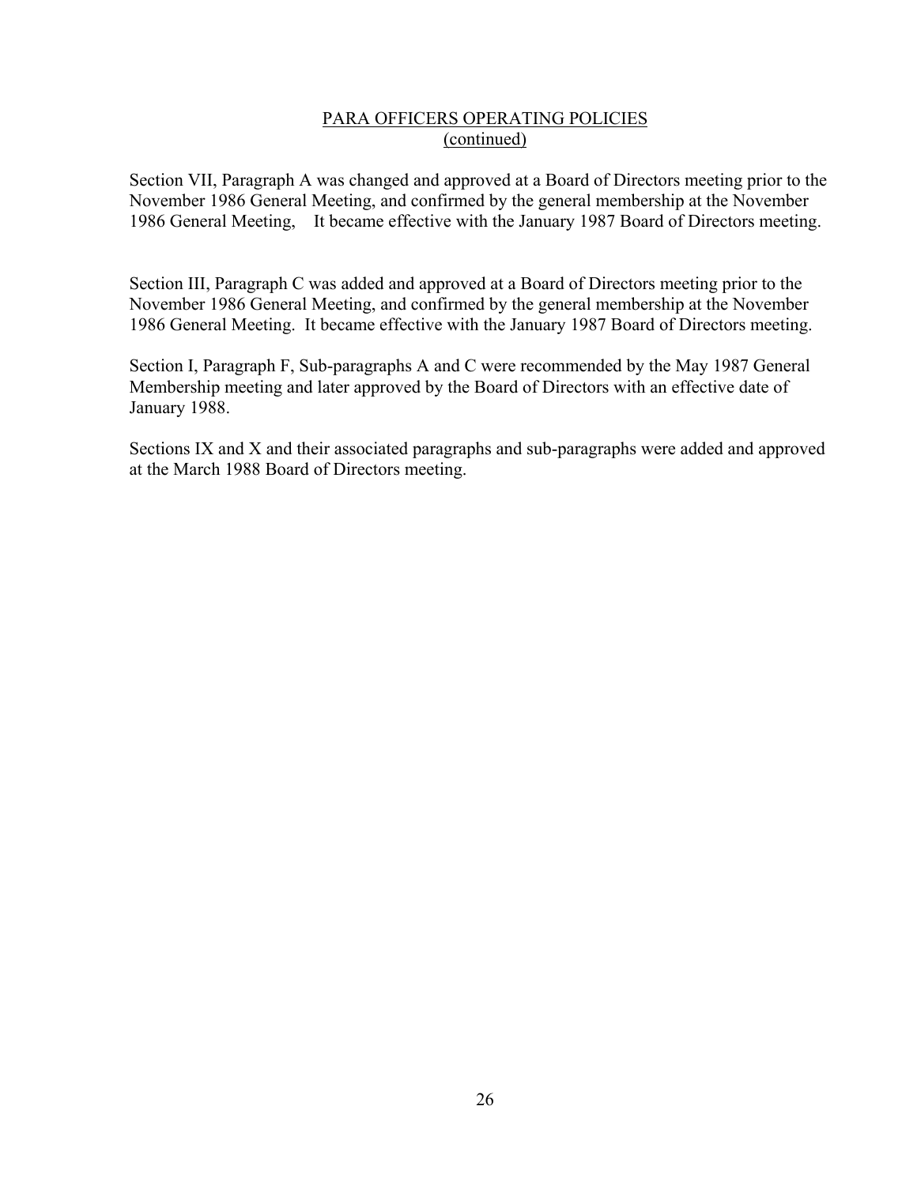<u>PARA OFFICERS OPERATING POLICIES</u>
<u>(continued)</u>

Section VII, Paragraph A was changed and approved at a Board of Directors meeting prior to the November 1986 General Meeting, and confirmed by the general membership at the November 1986 General Meeting, It became effective with the January 1987 Board of Directors meeting.

Section III, Paragraph C was added and approved at a Board of Directors meeting prior to the November 1986 General Meeting, and confirmed by the general membership at the November 1986 General Meeting. It became effective with the January 1987 Board of Directors meeting.

Section I, Paragraph F, Sub-paragraphs A and C were recommended by the May 1987 General Membership meeting and later approved by the Board of Directors with an effective date of January 1988.

Sections IX and X and their associated paragraphs and sub-paragraphs were added and approved at the March 1988 Board of Directors meeting.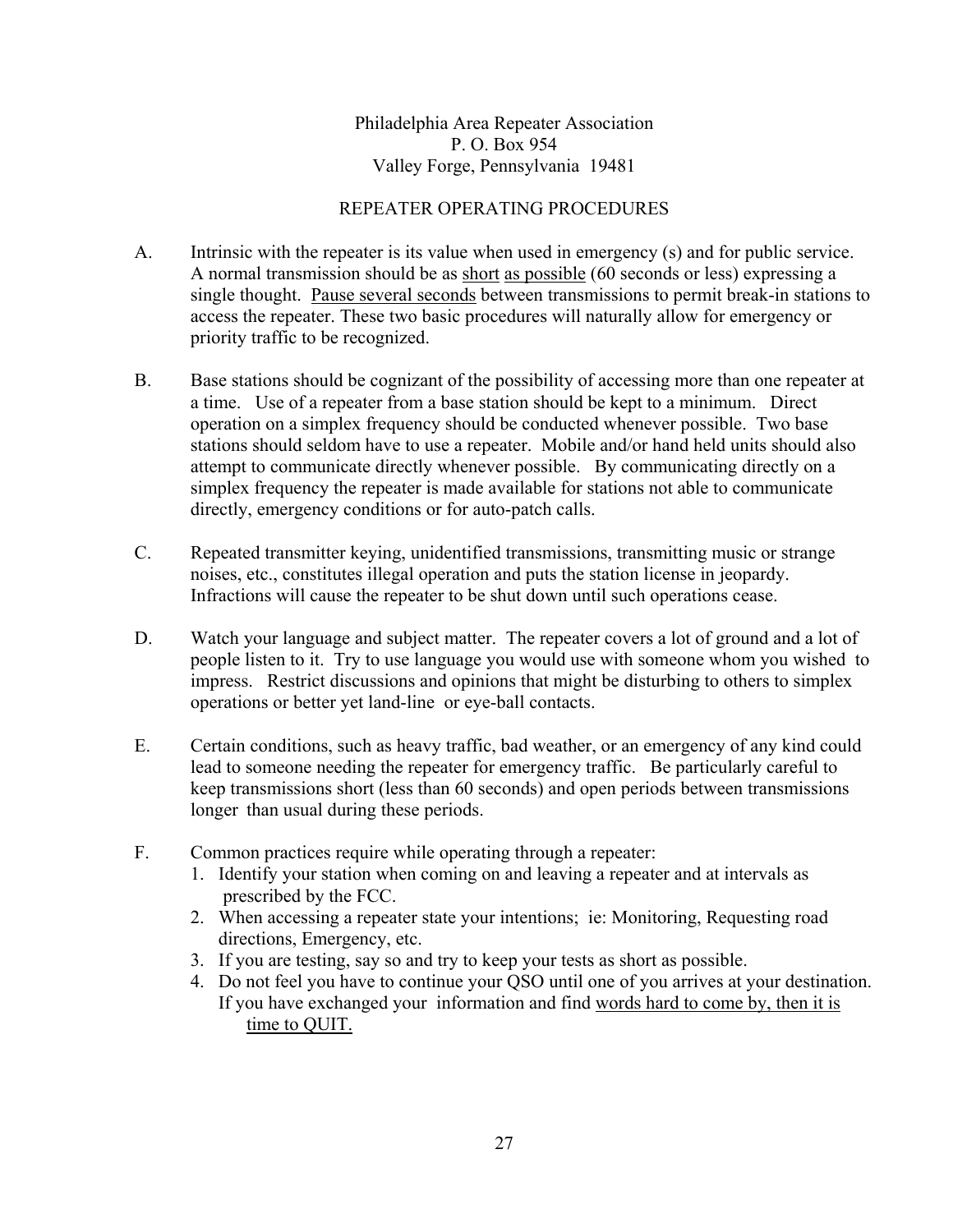Philadelphia Area Repeater Association
P. O. Box 954
Valley Forge, Pennsylvania 19481

## REPEATER OPERATING PROCEDURES

A. Intrinsic with the repeater is its value when used in emergency (s) and for public service. A normal transmission should be as <u>short</u> <u>as possible</u> (60 seconds or less) expressing a single thought. <u>Pause several seconds</u> between transmissions to permit break-in stations to access the repeater. These two basic procedures will naturally allow for emergency or priority traffic to be recognized.

B. Base stations should be cognizant of the possibility of accessing more than one repeater at a time. Use of a repeater from a base station should be kept to a minimum. Direct operation on a simplex frequency should be conducted whenever possible. Two base stations should seldom have to use a repeater. Mobile and/or hand held units should also attempt to communicate directly whenever possible. By communicating directly on a simplex frequency the repeater is made available for stations not able to communicate directly, emergency conditions or for auto-patch calls.

C. Repeated transmitter keying, unidentified transmissions, transmitting music or strange noises, etc., constitutes illegal operation and puts the station license in jeopardy. Infractions will cause the repeater to be shut down until such operations cease.

D. Watch your language and subject matter. The repeater covers a lot of ground and a lot of people listen to it. Try to use language you would use with someone whom you wished to impress. Restrict discussions and opinions that might be disturbing to others to simplex operations or better yet land-line or eye-ball contacts.

E. Certain conditions, such as heavy traffic, bad weather, or an emergency of any kind could lead to someone needing the repeater for emergency traffic. Be particularly careful to keep transmissions short (less than 60 seconds) and open periods between transmissions longer than usual during these periods.

F. Common practices require while operating through a repeater:
   1. Identify your station when coming on and leaving a repeater and at intervals as prescribed by the FCC.
   2. When accessing a repeater state your intentions; ie: Monitoring, Requesting road directions, Emergency, etc.
   3. If you are testing, say so and try to keep your tests as short as possible.
   4. Do not feel you have to continue your QSO until one of you arrives at your destination. If you have exchanged your information and find <u>words hard to come by, then it is time to QUIT.</u>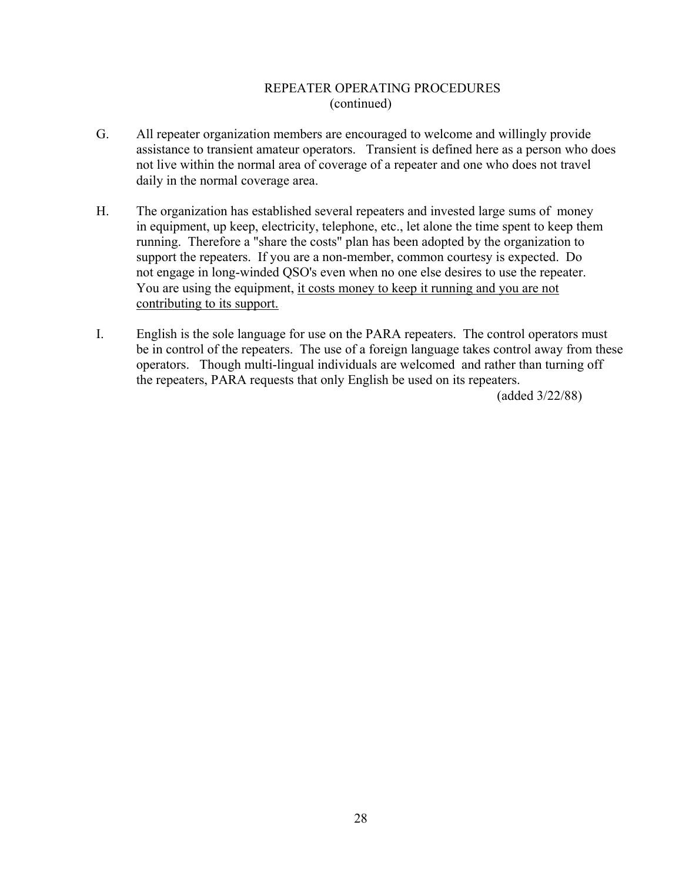## REPEATER OPERATING PROCEDURES
(continued)

G. All repeater organization members are encouraged to welcome and willingly provide assistance to transient amateur operators. Transient is defined here as a person who does not live within the normal area of coverage of a repeater and one who does not travel daily in the normal coverage area.

H. The organization has established several repeaters and invested large sums of money in equipment, up keep, electricity, telephone, etc., let alone the time spent to keep them running. Therefore a "share the costs" plan has been adopted by the organization to support the repeaters. If you are a non-member, common courtesy is expected. Do not engage in long-winded QSO's even when no one else desires to use the repeater. You are using the equipment, <u>it costs money to keep it running and you are not contributing to its support.</u>

I. English is the sole language for use on the PARA repeaters. The control operators must be in control of the repeaters. The use of a foreign language takes control away from these operators. Though multi-lingual individuals are welcomed and rather than turning off the repeaters, PARA requests that only English be used on its repeaters.
(added 3/22/88)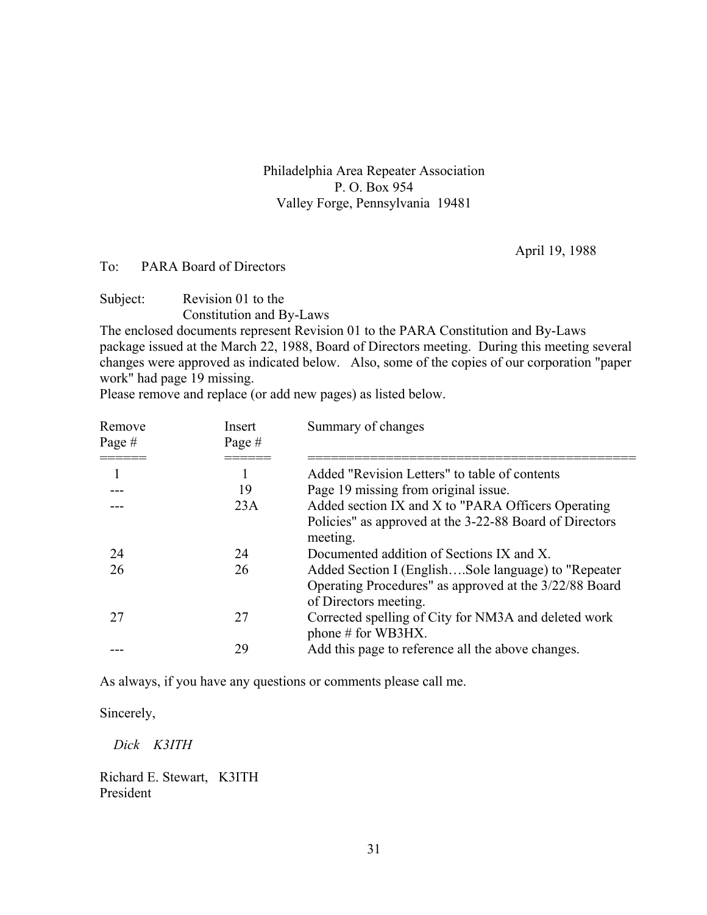Philadelphia Area Repeater Association
P. O. Box 954
Valley Forge, Pennsylvania 19481

April 19, 1988

To: PARA Board of Directors

Subject: Revision 01 to the Constitution and By-Laws

The enclosed documents represent Revision 01 to the PARA Constitution and By-Laws package issued at the March 22, 1988, Board of Directors meeting. During this meeting several changes were approved as indicated below. Also, some of the copies of our corporation "paper work" had page 19 missing.

Please remove and replace (or add new pages) as listed below.

| Remove Page # | Insert Page # | Summary of changes |
|---|---|---|
| 1 | 1 | Added "Revision Letters" to table of contents |
| --- | 19 | Page 19 missing from original issue. |
| --- | 23A | Added section IX and X to "PARA Officers Operating Policies" as approved at the 3-22-88 Board of Directors meeting. |
| 24 | 24 | Documented addition of Sections IX and X. |
| 26 | 26 | Added Section I (English….Sole language) to "Repeater Operating Procedures" as approved at the 3/22/88 Board of Directors meeting. |
| 27 | 27 | Corrected spelling of City for NM3A and deleted work phone # for WB3HX. |
| --- | 29 | Add this page to reference all the above changes. |

As always, if you have any questions or comments please call me.

Sincerely,

*Dick K3ITH*

Richard E. Stewart, K3ITH
President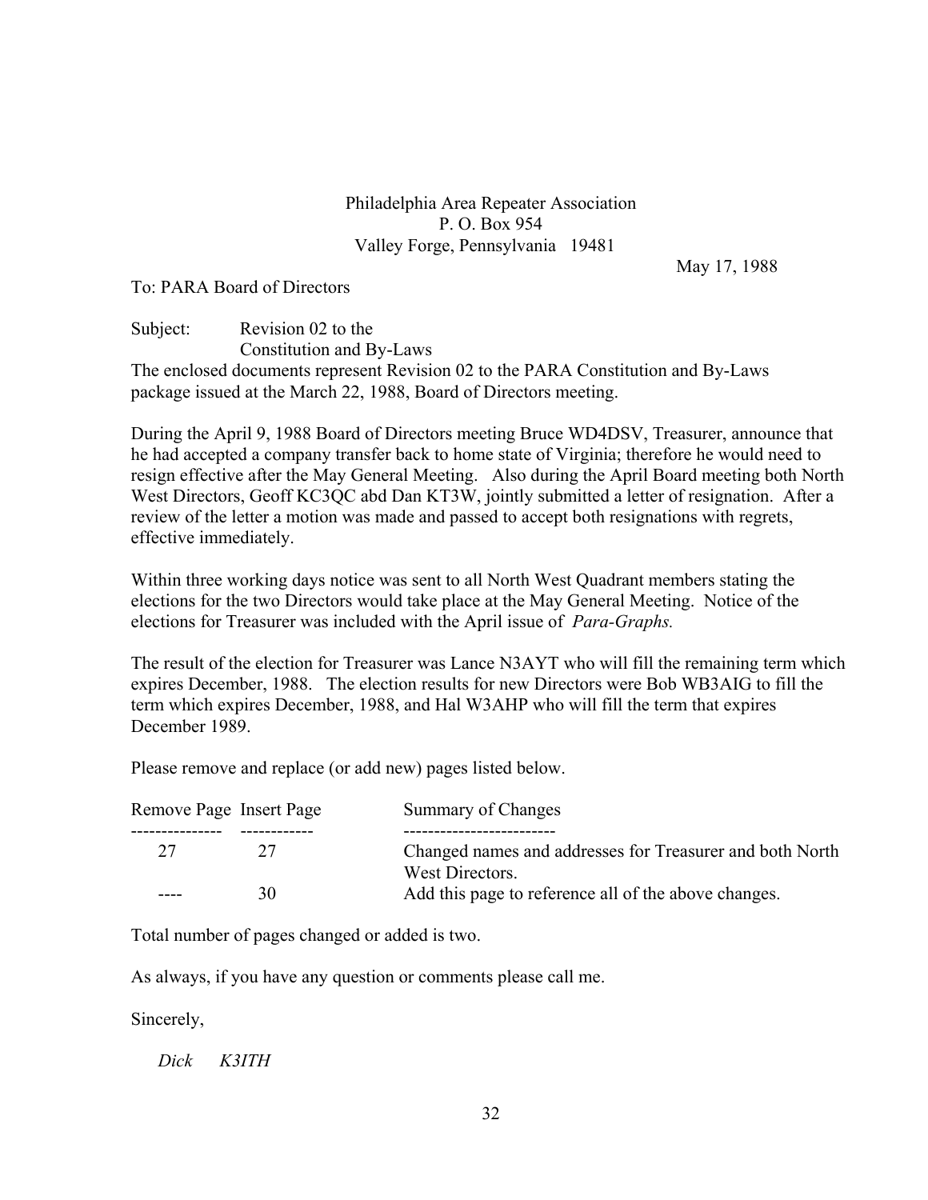Philadelphia Area Repeater Association
P. O. Box 954
Valley Forge, Pennsylvania 19481

May 17, 1988

To: PARA Board of Directors

Subject: Revision 02 to the Constitution and By-Laws

The enclosed documents represent Revision 02 to the PARA Constitution and By-Laws package issued at the March 22, 1988, Board of Directors meeting.

During the April 9, 1988 Board of Directors meeting Bruce WD4DSV, Treasurer, announce that he had accepted a company transfer back to home state of Virginia; therefore he would need to resign effective after the May General Meeting. Also during the April Board meeting both North West Directors, Geoff KC3QC abd Dan KT3W, jointly submitted a letter of resignation. After a review of the letter a motion was made and passed to accept both resignations with regrets, effective immediately.

Within three working days notice was sent to all North West Quadrant members stating the elections for the two Directors would take place at the May General Meeting. Notice of the elections for Treasurer was included with the April issue of *Para-Graphs.*

The result of the election for Treasurer was Lance N3AYT who will fill the remaining term which expires December, 1988. The election results for new Directors were Bob WB3AIG to fill the term which expires December, 1988, and Hal W3AHP who will fill the term that expires December 1989.

Please remove and replace (or add new) pages listed below.

| Remove Page | Insert Page | Summary of Changes |
|---|---|---|
| 27 | 27 | Changed names and addresses for Treasurer and both North West Directors. |
| ---- | 30 | Add this page to reference all of the above changes. |

Total number of pages changed or added is two.

As always, if you have any question or comments please call me.

Sincerely,

*Dick K3ITH*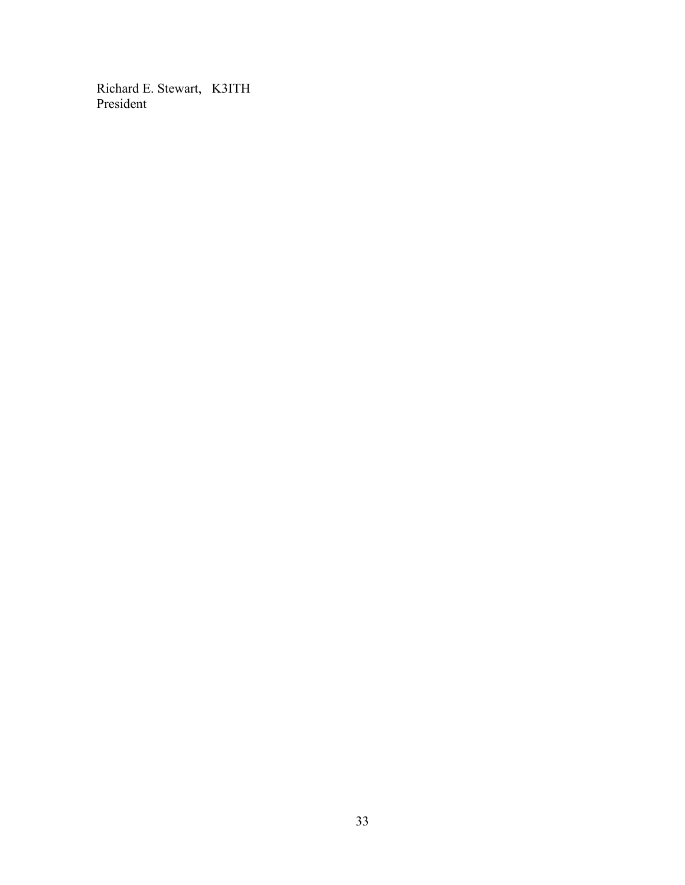Richard E. Stewart, K3ITH
President